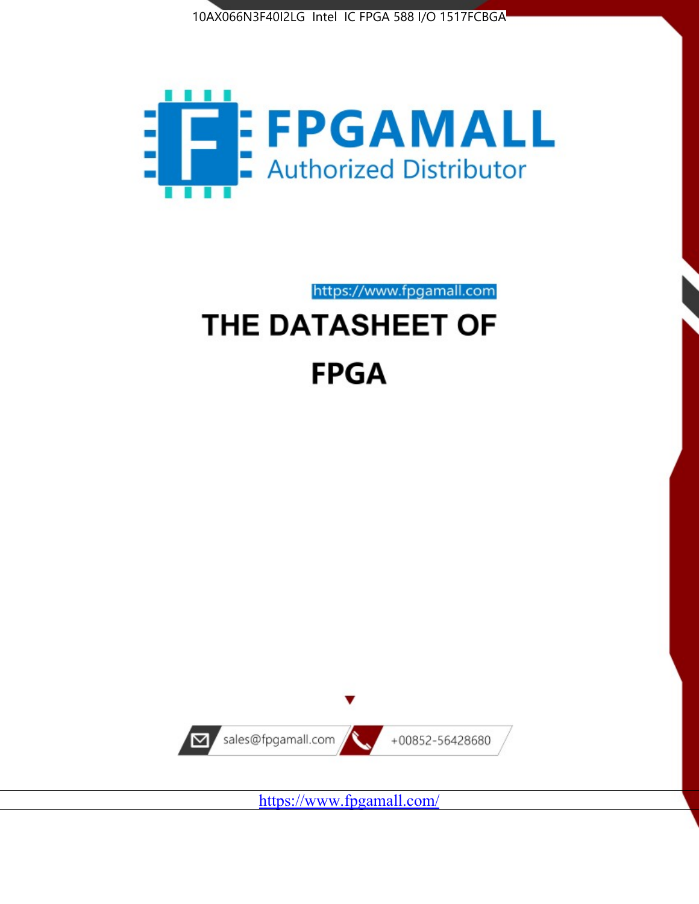10AX066N3F40I2LG Intel IC FPGA 588 I/O 1517FCBGA

FPGAMALL

Authorized Distributor

https://www.fpgamall.com

# THE DATASHEET OF FPGA

sales@fpgamall.com

+00852-56428680

https://www.fpgamall.com/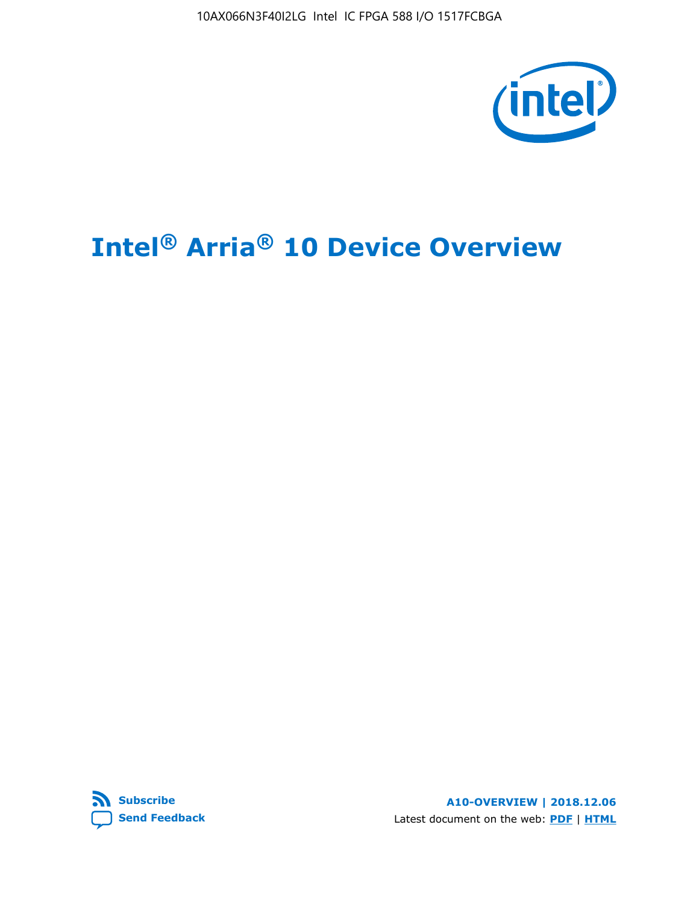# Intel® Arria® 10 Device Overview

**Subscribe**

**Send Feedback**

**A10-OVERVIEW | 2018.12.06**

Latest document on the web: **PDF** | **HTML**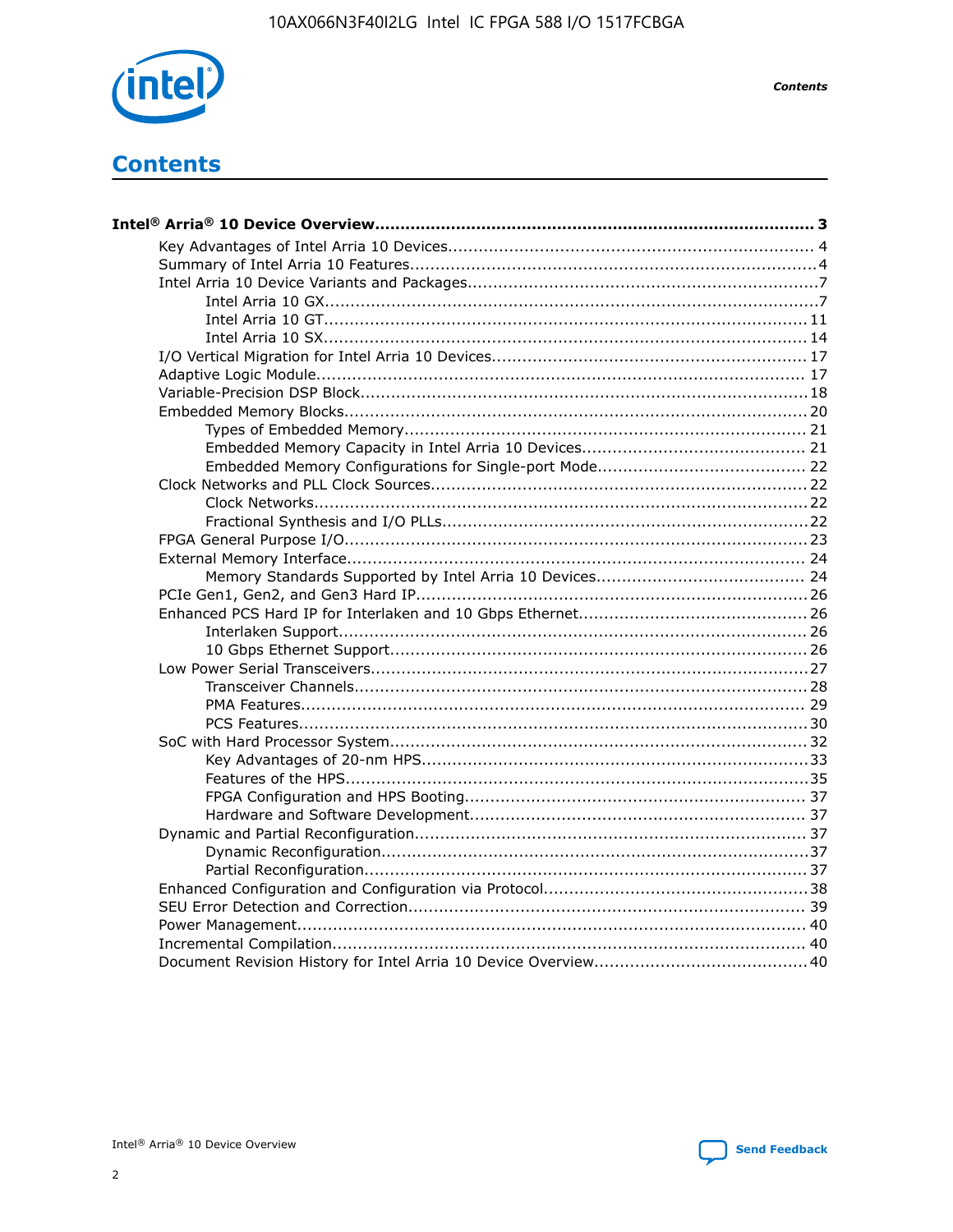# Contents

**Intel® Arria® 10 Device Overview....................................................................................... 3**

- Key Advantages of Intel Arria 10 Devices........................................................................ 4
- Summary of Intel Arria 10 Features................................................................................4
- Intel Arria 10 Device Variants and Packages.....................................................................7
    - Intel Arria 10 GX.................................................................................................7
    - Intel Arria 10 GT............................................................................................... 11
    - Intel Arria 10 SX............................................................................................... 14
- I/O Vertical Migration for Intel Arria 10 Devices.............................................................. 17
- Adaptive Logic Module................................................................................................ 17
- Variable-Precision DSP Block........................................................................................18
- Embedded Memory Blocks........................................................................................... 20
    - Types of Embedded Memory............................................................................... 21
    - Embedded Memory Capacity in Intel Arria 10 Devices............................................ 21
    - Embedded Memory Configurations for Single-port Mode......................................... 22
- Clock Networks and PLL Clock Sources.......................................................................... 22
    - Clock Networks.................................................................................................22
    - Fractional Synthesis and I/O PLLs........................................................................22
- FPGA General Purpose I/O.......................................................................................... 23
- External Memory Interface.......................................................................................... 24
    - Memory Standards Supported by Intel Arria 10 Devices......................................... 24
- PCIe Gen1, Gen2, and Gen3 Hard IP............................................................................. 26
- Enhanced PCS Hard IP for Interlaken and 10 Gbps Ethernet............................................. 26
    - Interlaken Support............................................................................................ 26
    - 10 Gbps Ethernet Support.................................................................................. 26
- Low Power Serial Transceivers......................................................................................27
    - Transceiver Channels......................................................................................... 28
    - PMA Features................................................................................................... 29
    - PCS Features.................................................................................................... 30
- SoC with Hard Processor System.................................................................................. 32
    - Key Advantages of 20-nm HPS............................................................................33
    - Features of the HPS...........................................................................................35
    - FPGA Configuration and HPS Booting................................................................... 37
    - Hardware and Software Development.................................................................. 37
- Dynamic and Partial Reconfiguration............................................................................. 37
    - Dynamic Reconfiguration....................................................................................37
    - Partial Reconfiguration....................................................................................... 37
- Enhanced Configuration and Configuration via Protocol....................................................38
- SEU Error Detection and Correction.............................................................................. 39
- Power Management.................................................................................................... 40
- Incremental Compilation............................................................................................. 40
- Document Revision History for Intel Arria 10 Device Overview.......................................... 40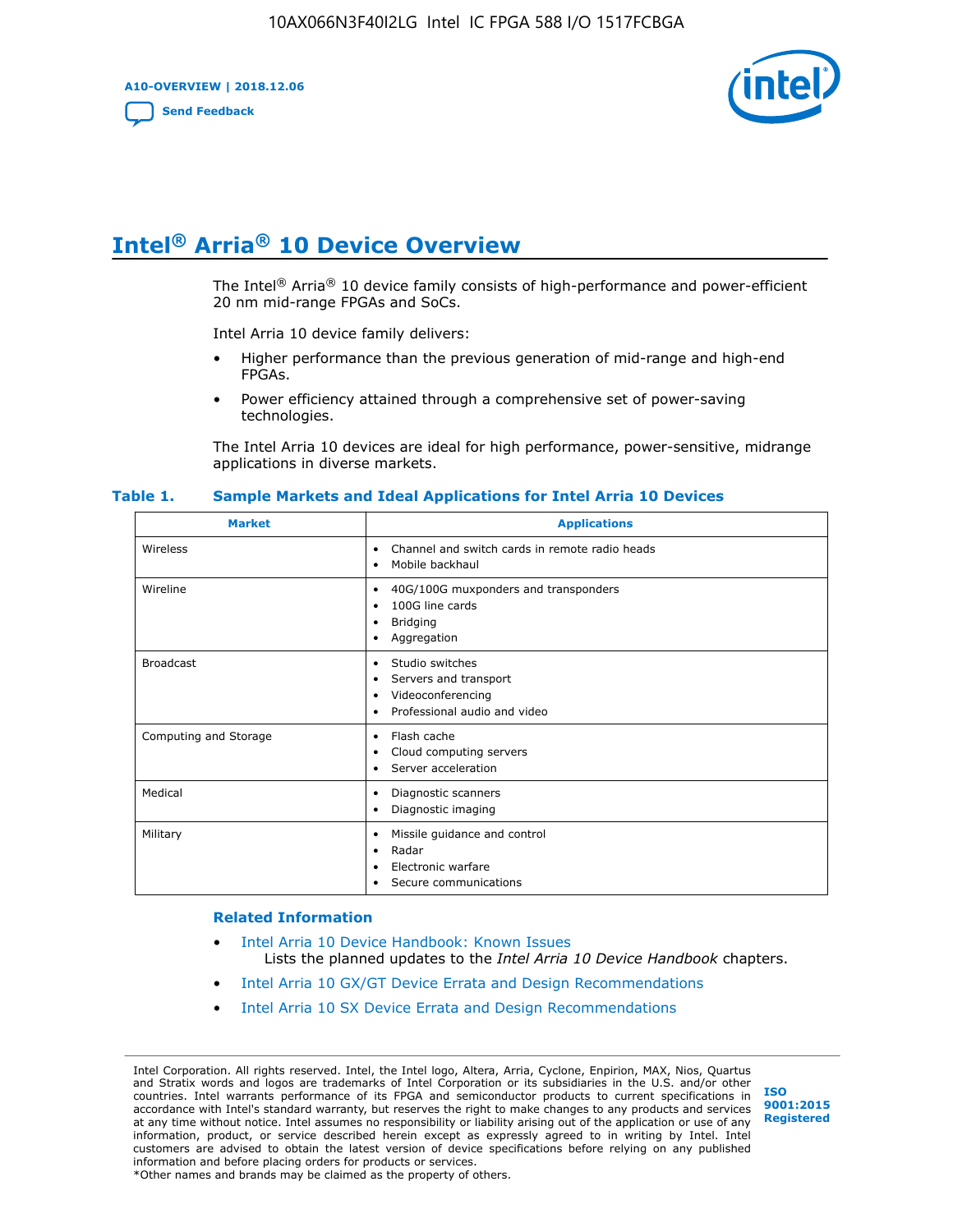# Intel® Arria® 10 Device Overview

The Intel® Arria® 10 device family consists of high-performance and power-efficient 20 nm mid-range FPGAs and SoCs.

Intel Arria 10 device family delivers:

- Higher performance than the previous generation of mid-range and high-end FPGAs.
- Power efficiency attained through a comprehensive set of power-saving technologies.

The Intel Arria 10 devices are ideal for high performance, power-sensitive, midrange applications in diverse markets.

**Table 1. Sample Markets and Ideal Applications for Intel Arria 10 Devices**

| Market | Applications |
|---|---|
| Wireless | • Channel and switch cards in remote radio heads<br>• Mobile backhaul |
| Wireline | • 40G/100G muxponders and transponders<br>• 100G line cards<br>• Bridging<br>• Aggregation |
| Broadcast | • Studio switches<br>• Servers and transport<br>• Videoconferencing<br>• Professional audio and video |
| Computing and Storage | • Flash cache<br>• Cloud computing servers<br>• Server acceleration |
| Medical | • Diagnostic scanners<br>• Diagnostic imaging |
| Military | • Missile guidance and control<br>• Radar<br>• Electronic warfare<br>• Secure communications |

**Related Information**

- Intel Arria 10 Device Handbook: Known Issues
  Lists the planned updates to the *Intel Arria 10 Device Handbook* chapters.
- Intel Arria 10 GX/GT Device Errata and Design Recommendations
- Intel Arria 10 SX Device Errata and Design Recommendations

Intel Corporation. All rights reserved. Intel, the Intel logo, Altera, Arria, Cyclone, Enpirion, MAX, Nios, Quartus and Stratix words and logos are trademarks of Intel Corporation or its subsidiaries in the U.S. and/or other countries. Intel warrants performance of its FPGA and semiconductor products to current specifications in accordance with Intel's standard warranty, but reserves the right to make changes to any products and services at any time without notice. Intel assumes no responsibility or liability arising out of the application or use of any information, product, or service described herein except as expressly agreed to in writing by Intel. Intel customers are advised to obtain the latest version of device specifications before relying on any published information and before placing orders for products or services.
*Other names and brands may be claimed as the property of others.

ISO 9001:2015 Registered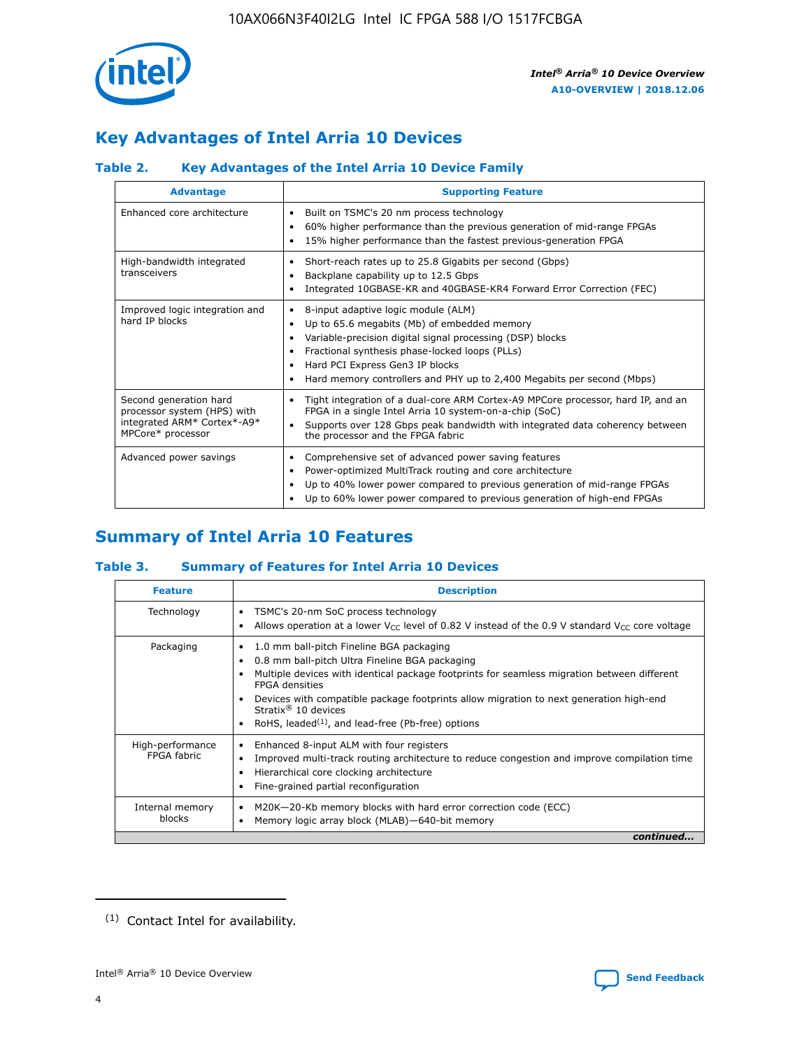## Key Advantages of Intel Arria 10 Devices

### Table 2. Key Advantages of the Intel Arria 10 Device Family

| Advantage | Supporting Feature |
|---|---|
| Enhanced core architecture | • Built on TSMC's 20 nm process technology<br>• 60% higher performance than the previous generation of mid-range FPGAs<br>• 15% higher performance than the fastest previous-generation FPGA |
| High-bandwidth integrated transceivers | • Short-reach rates up to 25.8 Gigabits per second (Gbps)<br>• Backplane capability up to 12.5 Gbps<br>• Integrated 10GBASE-KR and 40GBASE-KR4 Forward Error Correction (FEC) |
| Improved logic integration and hard IP blocks | • 8-input adaptive logic module (ALM)<br>• Up to 65.6 megabits (Mb) of embedded memory<br>• Variable-precision digital signal processing (DSP) blocks<br>• Fractional synthesis phase-locked loops (PLLs)<br>• Hard PCI Express Gen3 IP blocks<br>• Hard memory controllers and PHY up to 2,400 Megabits per second (Mbps) |
| Second generation hard processor system (HPS) with integrated ARM* Cortex*-A9* MPCore* processor | • Tight integration of a dual-core ARM Cortex-A9 MPCore processor, hard IP, and an FPGA in a single Intel Arria 10 system-on-a-chip (SoC)<br>• Supports over 128 Gbps peak bandwidth with integrated data coherency between the processor and the FPGA fabric |
| Advanced power savings | • Comprehensive set of advanced power saving features<br>• Power-optimized MultiTrack routing and core architecture<br>• Up to 40% lower power compared to previous generation of mid-range FPGAs<br>• Up to 60% lower power compared to previous generation of high-end FPGAs |

## Summary of Intel Arria 10 Features

### Table 3. Summary of Features for Intel Arria 10 Devices

| Feature | Description |
|---|---|
| Technology | • TSMC's 20-nm SoC process technology<br>• Allows operation at a lower $V_{CC}$ level of 0.82 V instead of the 0.9 V standard $V_{CC}$ core voltage |
| Packaging | • 1.0 mm ball-pitch Fineline BGA packaging<br>• 0.8 mm ball-pitch Ultra Fineline BGA packaging<br>• Multiple devices with identical package footprints for seamless migration between different FPGA densities<br>• Devices with compatible package footprints allow migration to next generation high-end Stratix® 10 devices<br>• RoHS, leaded[1], and lead-free (Pb-free) options |
| High-performance FPGA fabric | • Enhanced 8-input ALM with four registers<br>• Improved multi-track routing architecture to reduce congestion and improve compilation time<br>• Hierarchical core clocking architecture<br>• Fine-grained partial reconfiguration |
| Internal memory blocks | • M20K—20-Kb memory blocks with hard error correction code (ECC)<br>• Memory logic array block (MLAB)—640-bit memory |

*continued...*

[1] Contact Intel for availability.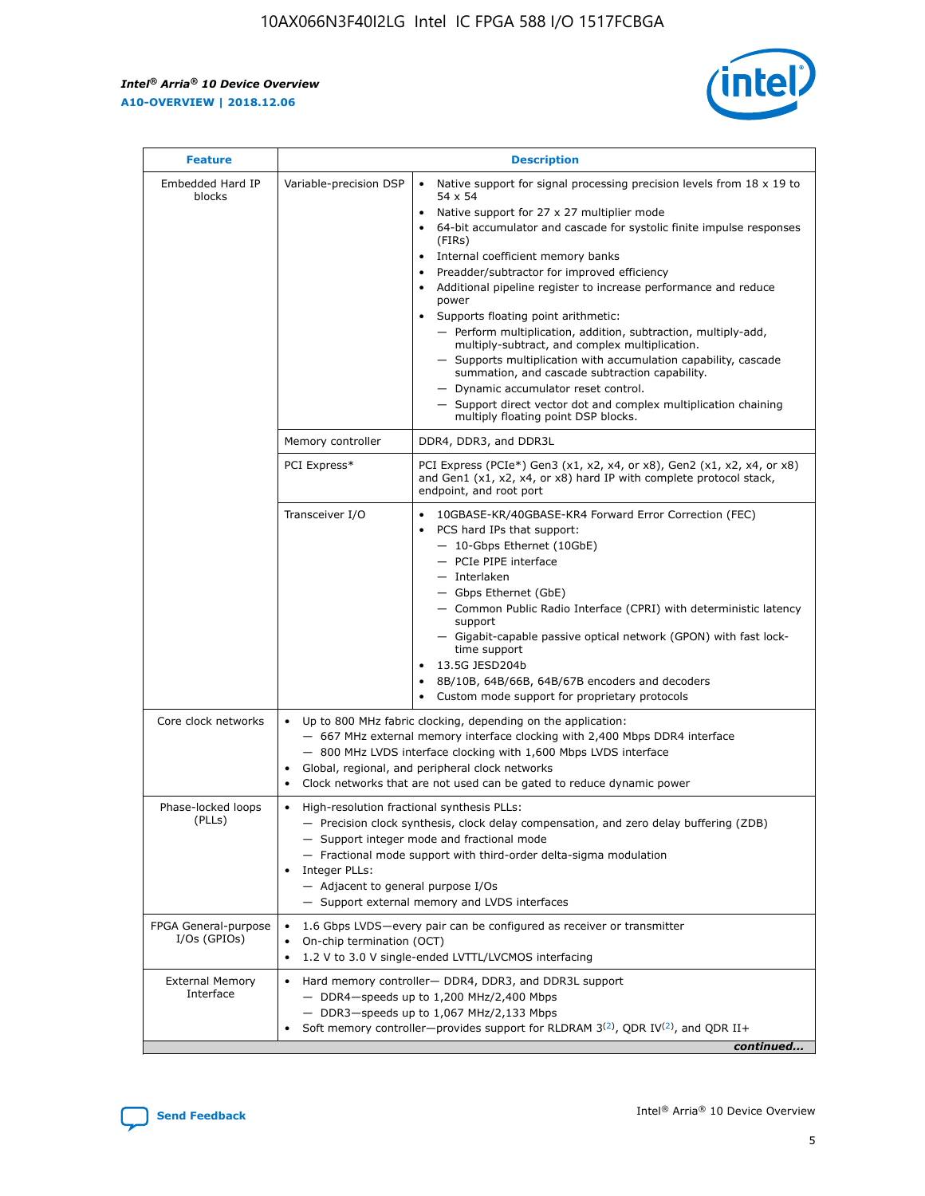| Feature | | Description |
|---|---|---|
| Embedded Hard IP blocks | Variable-precision DSP | • Native support for signal processing precision levels from 18 x 19 to 54 x 54<br>• Native support for 27 x 27 multiplier mode<br>• 64-bit accumulator and cascade for systolic finite impulse responses (FIRs)<br>• Internal coefficient memory banks<br>• Preadder/subtractor for improved efficiency<br>• Additional pipeline register to increase performance and reduce power<br>• Supports floating point arithmetic:<br>— Perform multiplication, addition, subtraction, multiply-add, multiply-subtract, and complex multiplication.<br>— Supports multiplication with accumulation capability, cascade summation, and cascade subtraction capability.<br>— Dynamic accumulator reset control.<br>— Support direct vector dot and complex multiplication chaining multiply floating point DSP blocks. |
| | Memory controller | DDR4, DDR3, and DDR3L |
| | PCI Express* | PCI Express (PCIe*) Gen3 (x1, x2, x4, or x8), Gen2 (x1, x2, x4, or x8) and Gen1 (x1, x2, x4, or x8) hard IP with complete protocol stack, endpoint, and root port |
| | Transceiver I/O | • 10GBASE-KR/40GBASE-KR4 Forward Error Correction (FEC)<br>• PCS hard IPs that support:<br>— 10-Gbps Ethernet (10GbE)<br>— PCIe PIPE interface<br>— Interlaken<br>— Gbps Ethernet (GbE)<br>— Common Public Radio Interface (CPRI) with deterministic latency support<br>— Gigabit-capable passive optical network (GPON) with fast lock-time support<br>• 13.5G JESD204b<br>• 8B/10B, 64B/66B, 64B/67B encoders and decoders<br>• Custom mode support for proprietary protocols |
| Core clock networks | | • Up to 800 MHz fabric clocking, depending on the application:<br>— 667 MHz external memory interface clocking with 2,400 Mbps DDR4 interface<br>— 800 MHz LVDS interface clocking with 1,600 Mbps LVDS interface<br>• Global, regional, and peripheral clock networks<br>• Clock networks that are not used can be gated to reduce dynamic power |
| Phase-locked loops (PLLs) | | • High-resolution fractional synthesis PLLs:<br>— Precision clock synthesis, clock delay compensation, and zero delay buffering (ZDB)<br>— Support integer mode and fractional mode<br>— Fractional mode support with third-order delta-sigma modulation<br>• Integer PLLs:<br>— Adjacent to general purpose I/Os<br>— Support external memory and LVDS interfaces |
| FPGA General-purpose I/Os (GPIOs) | | • 1.6 Gbps LVDS—every pair can be configured as receiver or transmitter<br>• On-chip termination (OCT)<br>• 1.2 V to 3.0 V single-ended LVTTL/LVCMOS interfacing |
| External Memory Interface | | • Hard memory controller— DDR4, DDR3, and DDR3L support<br>— DDR4—speeds up to 1,200 MHz/2,400 Mbps<br>— DDR3—speeds up to 1,067 MHz/2,133 Mbps<br>• Soft memory controller—provides support for RLDRAM 3[(2)], QDR IV[(2)], and QDR II+ |

*continued...*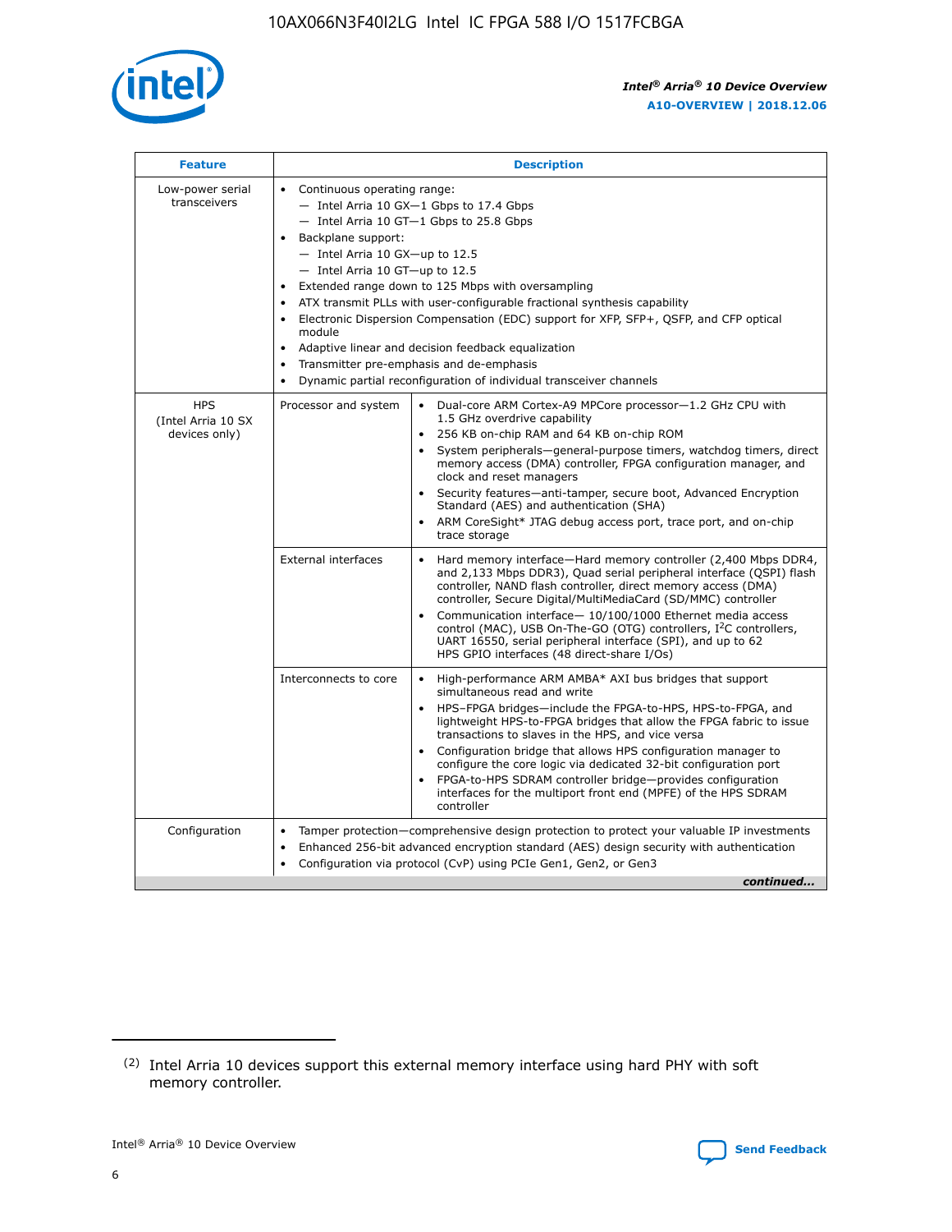| Feature | Description | |
|---|---|---|
| Low-power serial transceivers | • Continuous operating range:<br>— Intel Arria 10 GX—1 Gbps to 17.4 Gbps<br>— Intel Arria 10 GT—1 Gbps to 25.8 Gbps<br>• Backplane support:<br>— Intel Arria 10 GX—up to 12.5<br>— Intel Arria 10 GT—up to 12.5<br>• Extended range down to 125 Mbps with oversampling<br>• ATX transmit PLLs with user-configurable fractional synthesis capability<br>• Electronic Dispersion Compensation (EDC) support for XFP, SFP+, QSFP, and CFP optical module<br>• Adaptive linear and decision feedback equalization<br>• Transmitter pre-emphasis and de-emphasis<br>• Dynamic partial reconfiguration of individual transceiver channels | |
| HPS (Intel Arria 10 SX devices only) | Processor and system | • Dual-core ARM Cortex-A9 MPCore processor—1.2 GHz CPU with 1.5 GHz overdrive capability<br>• 256 KB on-chip RAM and 64 KB on-chip ROM<br>• System peripherals—general-purpose timers, watchdog timers, direct memory access (DMA) controller, FPGA configuration manager, and clock and reset managers<br>• Security features—anti-tamper, secure boot, Advanced Encryption Standard (AES) and authentication (SHA)<br>• ARM CoreSight* JTAG debug access port, trace port, and on-chip trace storage |
| | External interfaces | • Hard memory interface—Hard memory controller (2,400 Mbps DDR4, and 2,133 Mbps DDR3), Quad serial peripheral interface (QSPI) flash controller, NAND flash controller, direct memory access (DMA) controller, Secure Digital/MultiMediaCard (SD/MMC) controller<br>• Communication interface— 10/100/1000 Ethernet media access control (MAC), USB On-The-GO (OTG) controllers, I²C controllers, UART 16550, serial peripheral interface (SPI), and up to 62 HPS GPIO interfaces (48 direct-share I/Os) |
| | Interconnects to core | • High-performance ARM AMBA* AXI bus bridges that support simultaneous read and write<br>• HPS–FPGA bridges—include the FPGA-to-HPS, HPS-to-FPGA, and lightweight HPS-to-FPGA bridges that allow the FPGA fabric to issue transactions to slaves in the HPS, and vice versa<br>• Configuration bridge that allows HPS configuration manager to configure the core logic via dedicated 32-bit configuration port<br>• FPGA-to-HPS SDRAM controller bridge—provides configuration interfaces for the multiport front end (MPFE) of the HPS SDRAM controller |
| Configuration | • Tamper protection—comprehensive design protection to protect your valuable IP investments<br>• Enhanced 256-bit advanced encryption standard (AES) design security with authentication<br>• Configuration via protocol (CvP) using PCIe Gen1, Gen2, or Gen3 | |

*continued...*

(2) Intel Arria 10 devices support this external memory interface using hard PHY with soft memory controller.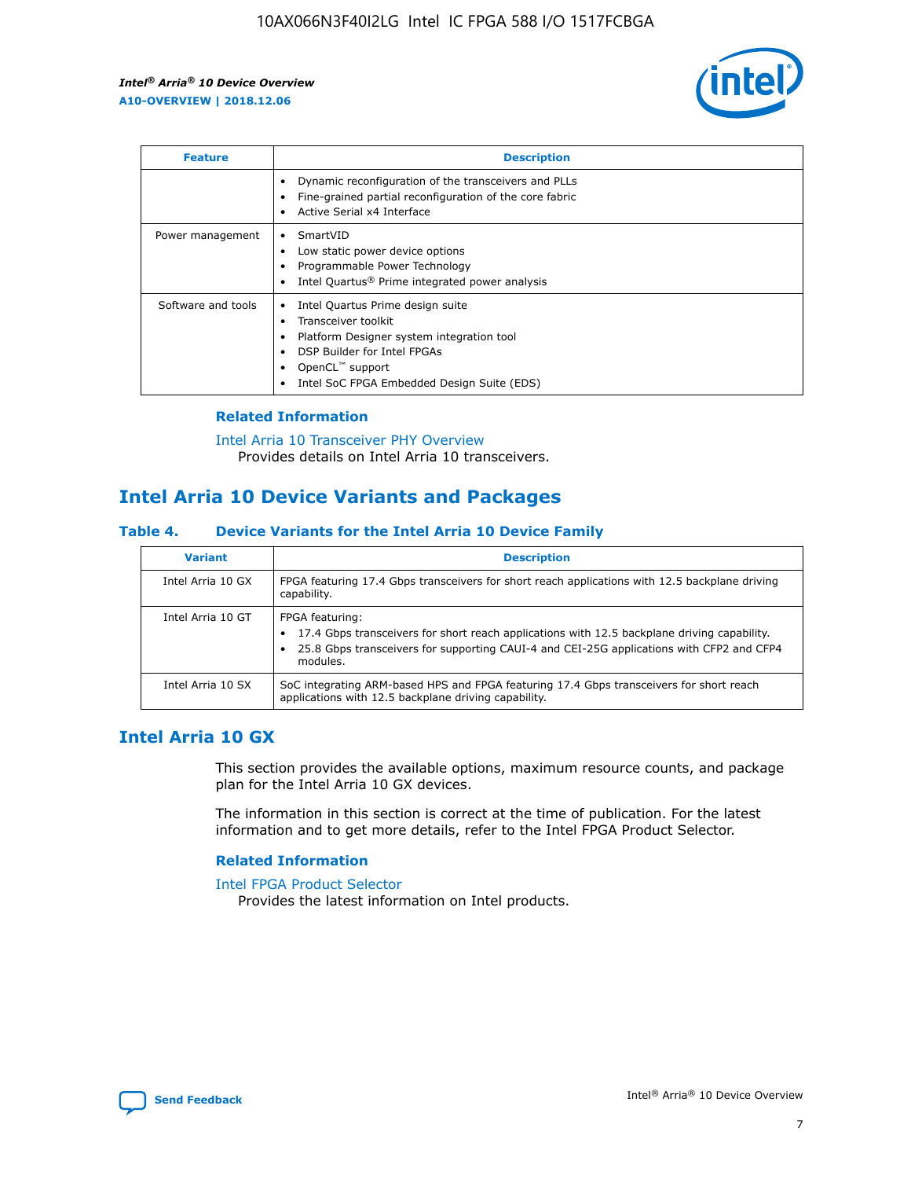| Feature | Description |
| --- | --- |
| | • Dynamic reconfiguration of the transceivers and PLLs<br>• Fine-grained partial reconfiguration of the core fabric<br>• Active Serial x4 Interface |
| Power management | • SmartVID<br>• Low static power device options<br>• Programmable Power Technology<br>• Intel Quartus® Prime integrated power analysis |
| Software and tools | • Intel Quartus Prime design suite<br>• Transceiver toolkit<br>• Platform Designer system integration tool<br>• DSP Builder for Intel FPGAs<br>• OpenCL™ support<br>• Intel SoC FPGA Embedded Design Suite (EDS) |

### Related Information

Intel Arria 10 Transceiver PHY Overview
Provides details on Intel Arria 10 transceivers.

## Intel Arria 10 Device Variants and Packages

### Table 4. Device Variants for the Intel Arria 10 Device Family

| Variant | Description |
| --- | --- |
| Intel Arria 10 GX | FPGA featuring 17.4 Gbps transceivers for short reach applications with 12.5 backplane driving capability. |
| Intel Arria 10 GT | FPGA featuring:<br>• 17.4 Gbps transceivers for short reach applications with 12.5 backplane driving capability.<br>• 25.8 Gbps transceivers for supporting CAUI-4 and CEI-25G applications with CFP2 and CFP4 modules. |
| Intel Arria 10 SX | SoC integrating ARM-based HPS and FPGA featuring 17.4 Gbps transceivers for short reach applications with 12.5 backplane driving capability. |

## Intel Arria 10 GX

This section provides the available options, maximum resource counts, and package plan for the Intel Arria 10 GX devices.

The information in this section is correct at the time of publication. For the latest information and to get more details, refer to the Intel FPGA Product Selector.

### Related Information

Intel FPGA Product Selector
Provides the latest information on Intel products.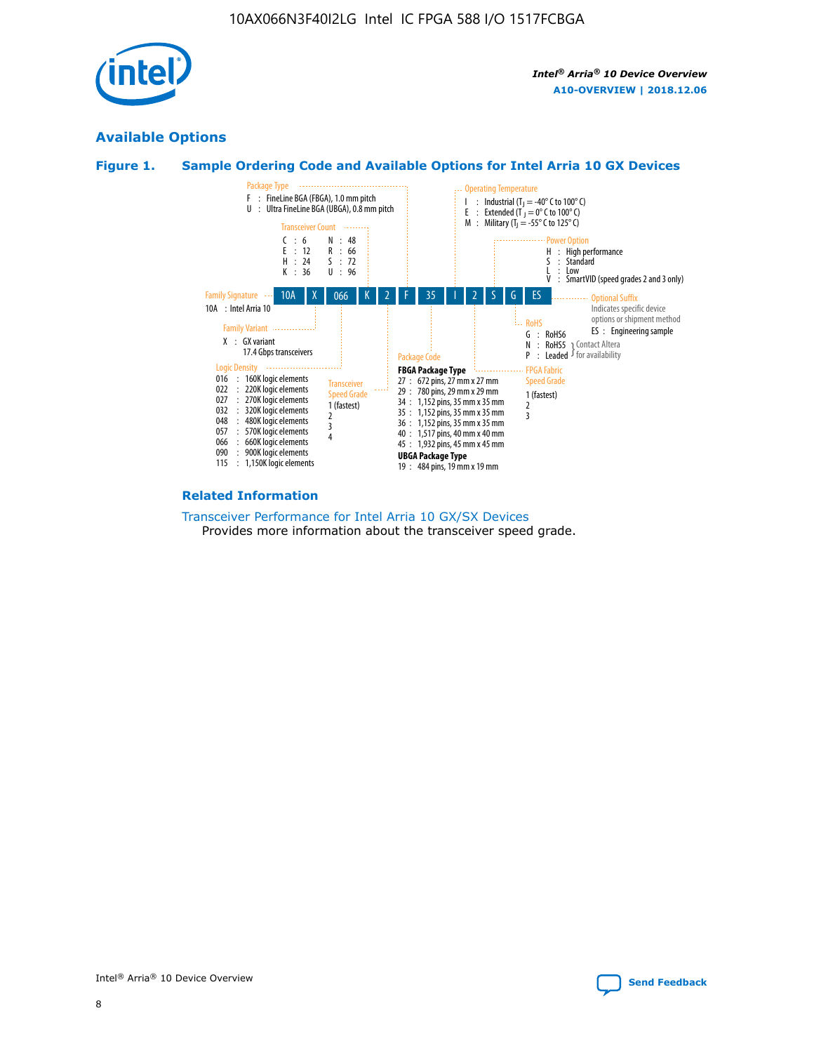## Available Options

### Figure 1. Sample Ordering Code and Available Options for Intel Arria 10 GX Devices

Sample ordering code: 10A X 066 K 2 F 35 I 2 S G ES

**Family Signature**
- 10A : Intel Arria 10

**Family Variant**
- X : GX variant 17.4 Gbps transceivers

**Logic Density**
- 016 : 160K logic elements
- 022 : 220K logic elements
- 027 : 270K logic elements
- 032 : 320K logic elements
- 048 : 480K logic elements
- 057 : 570K logic elements
- 066 : 660K logic elements
- 090 : 900K logic elements
- 115 : 1,150K logic elements

**Transceiver Count**
- C : 6
- E : 12
- H : 24
- K : 36
- N : 48
- R : 66
- S : 72
- U : 96

**Transceiver Speed Grade**
- 1 (fastest)
- 2
- 3
- 4

**Package Type**
- F : FineLine BGA (FBGA), 1.0 mm pitch
- U : Ultra FineLine BGA (UBGA), 0.8 mm pitch

**Package Code**

FBGA Package Type
- 27 : 672 pins, 27 mm x 27 mm
- 29 : 780 pins, 29 mm x 29 mm
- 34 : 1,152 pins, 35 mm x 35 mm
- 35 : 1,152 pins, 35 mm x 35 mm
- 36 : 1,152 pins, 35 mm x 35 mm
- 40 : 1,517 pins, 40 mm x 40 mm
- 45 : 1,932 pins, 45 mm x 45 mm

UBGA Package Type
- 19 : 484 pins, 19 mm x 19 mm

**Operating Temperature**
- I : Industrial ($T_J$ = -40° C to 100° C)
- E : Extended ($T_J$ = 0° C to 100° C)
- M : Military ($T_J$ = -55° C to 125° C)

**FPGA Fabric Speed Grade**
- 1 (fastest)
- 2
- 3

**Power Option**
- H : High performance
- S : Standard
- L : Low
- V : SmartVID (speed grades 2 and 3 only)

**RoHS**
- G : RoHS6
- N : RoHS5 (Contact Altera for availability)
- P : Leaded (Contact Altera for availability)

**Optional Suffix**

Indicates specific device options or shipment method
- ES : Engineering sample

### Related Information

Transceiver Performance for Intel Arria 10 GX/SX Devices
Provides more information about the transceiver speed grade.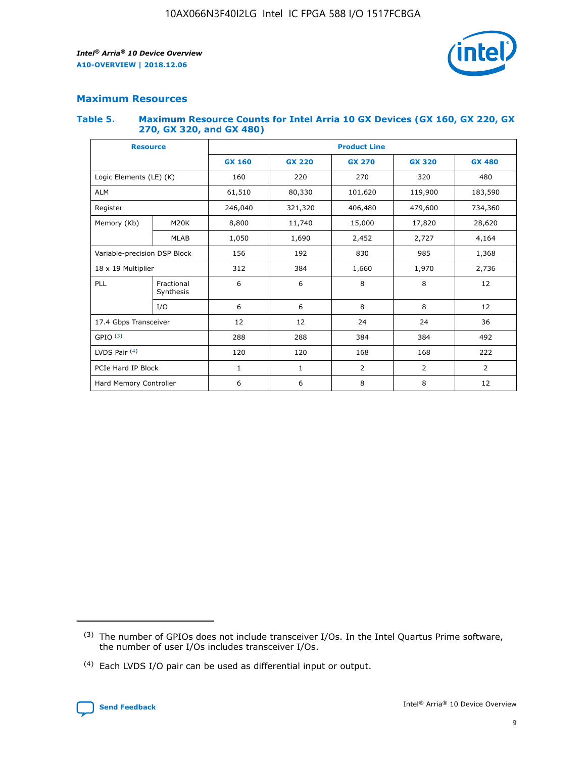## Maximum Resources

### Table 5. Maximum Resource Counts for Intel Arria 10 GX Devices (GX 160, GX 220, GX 270, GX 320, and GX 480)

| Resource | | Product Line | | | | |
|---|---|---|---|---|---|---|
| | | GX 160 | GX 220 | GX 270 | GX 320 | GX 480 |
| Logic Elements (LE) (K) | | 160 | 220 | 270 | 320 | 480 |
| ALM | | 61,510 | 80,330 | 101,620 | 119,900 | 183,590 |
| Register | | 246,040 | 321,320 | 406,480 | 479,600 | 734,360 |
| Memory (Kb) | M20K | 8,800 | 11,740 | 15,000 | 17,820 | 28,620 |
| | MLAB | 1,050 | 1,690 | 2,452 | 2,727 | 4,164 |
| Variable-precision DSP Block | | 156 | 192 | 830 | 985 | 1,368 |
| 18 x 19 Multiplier | | 312 | 384 | 1,660 | 1,970 | 2,736 |
| PLL | Fractional Synthesis | 6 | 6 | 8 | 8 | 12 |
| | I/O | 6 | 6 | 8 | 8 | 12 |
| 17.4 Gbps Transceiver | | 12 | 12 | 24 | 24 | 36 |
| GPIO [(3)] | | 288 | 288 | 384 | 384 | 492 |
| LVDS Pair [(4)] | | 120 | 120 | 168 | 168 | 222 |
| PCIe Hard IP Block | | 1 | 1 | 2 | 2 | 2 |
| Hard Memory Controller | | 6 | 6 | 8 | 8 | 12 |

(3) The number of GPIOs does not include transceiver I/Os. In the Intel Quartus Prime software, the number of user I/Os includes transceiver I/Os.

(4) Each LVDS I/O pair can be used as differential input or output.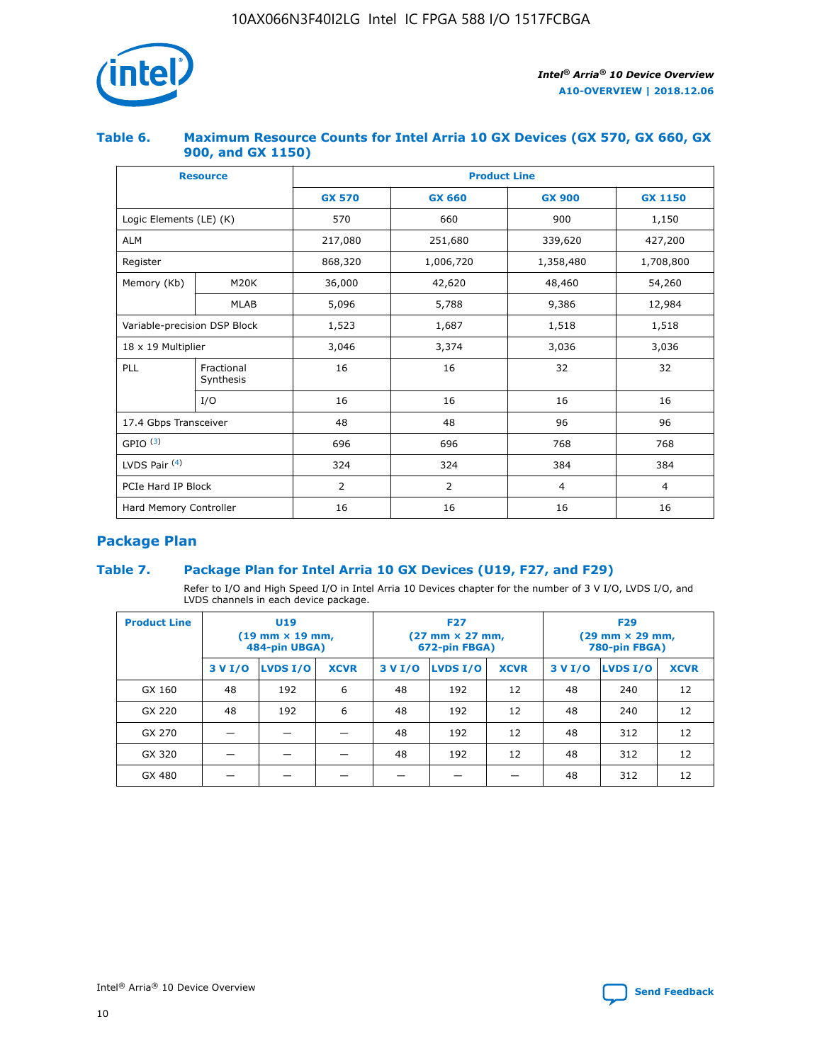### Table 6. Maximum Resource Counts for Intel Arria 10 GX Devices (GX 570, GX 660, GX 900, and GX 1150)

| Resource | | Product Line | | | |
|---|---|---|---|---|---|
| | | GX 570 | GX 660 | GX 900 | GX 1150 |
| Logic Elements (LE) (K) | | 570 | 660 | 900 | 1,150 |
| ALM | | 217,080 | 251,680 | 339,620 | 427,200 |
| Register | | 868,320 | 1,006,720 | 1,358,480 | 1,708,800 |
| Memory (Kb) | M20K | 36,000 | 42,620 | 48,460 | 54,260 |
| | MLAB | 5,096 | 5,788 | 9,386 | 12,984 |
| Variable-precision DSP Block | | 1,523 | 1,687 | 1,518 | 1,518 |
| 18 x 19 Multiplier | | 3,046 | 3,374 | 3,036 | 3,036 |
| PLL | Fractional Synthesis | 16 | 16 | 32 | 32 |
| | I/O | 16 | 16 | 16 | 16 |
| 17.4 Gbps Transceiver | | 48 | 48 | 96 | 96 |
| GPIO [(3)] | | 696 | 696 | 768 | 768 |
| LVDS Pair [(4)] | | 324 | 324 | 384 | 384 |
| PCIe Hard IP Block | | 2 | 2 | 4 | 4 |
| Hard Memory Controller | | 16 | 16 | 16 | 16 |

## Package Plan

### Table 7. Package Plan for Intel Arria 10 GX Devices (U19, F27, and F29)

Refer to I/O and High Speed I/O in Intel Arria 10 Devices chapter for the number of 3 V I/O, LVDS I/O, and LVDS channels in each device package.

| Product Line | U19 (19 mm × 19 mm, 484-pin UBGA) | | | F27 (27 mm × 27 mm, 672-pin FBGA) | | | F29 (29 mm × 29 mm, 780-pin FBGA) | | |
|---|---|---|---|---|---|---|---|---|---|
| | 3 V I/O | LVDS I/O | XCVR | 3 V I/O | LVDS I/O | XCVR | 3 V I/O | LVDS I/O | XCVR |
| GX 160 | 48 | 192 | 6 | 48 | 192 | 12 | 48 | 240 | 12 |
| GX 220 | 48 | 192 | 6 | 48 | 192 | 12 | 48 | 240 | 12 |
| GX 270 | — | — | — | 48 | 192 | 12 | 48 | 312 | 12 |
| GX 320 | — | — | — | 48 | 192 | 12 | 48 | 312 | 12 |
| GX 480 | — | — | — | — | — | — | 48 | 312 | 12 |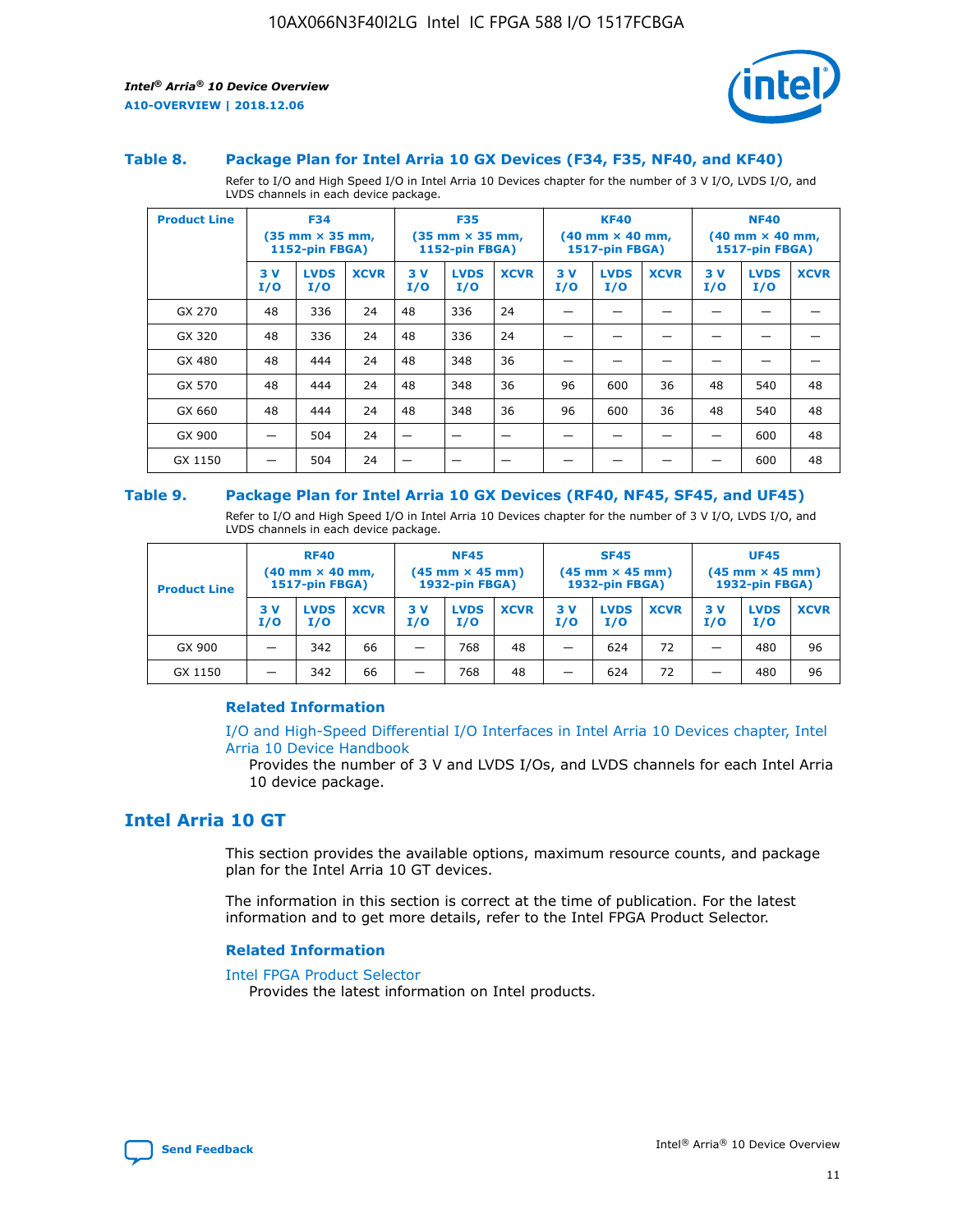### Table 8. Package Plan for Intel Arria 10 GX Devices (F34, F35, NF40, and KF40)

Refer to I/O and High Speed I/O in Intel Arria 10 Devices chapter for the number of 3 V I/O, LVDS I/O, and LVDS channels in each device package.

| Product Line | F34 (35 mm × 35 mm, 1152-pin FBGA) | | | F35 (35 mm × 35 mm, 1152-pin FBGA) | | | KF40 (40 mm × 40 mm, 1517-pin FBGA) | | | NF40 (40 mm × 40 mm, 1517-pin FBGA) | | |
|---|---|---|---|---|---|---|---|---|---|---|---|---|
| | 3 V I/O | LVDS I/O | XCVR | 3 V I/O | LVDS I/O | XCVR | 3 V I/O | LVDS I/O | XCVR | 3 V I/O | LVDS I/O | XCVR |
| GX 270 | 48 | 336 | 24 | 48 | 336 | 24 | — | — | — | — | — | — |
| GX 320 | 48 | 336 | 24 | 48 | 336 | 24 | — | — | — | — | — | — |
| GX 480 | 48 | 444 | 24 | 48 | 348 | 36 | — | — | — | — | — | — |
| GX 570 | 48 | 444 | 24 | 48 | 348 | 36 | 96 | 600 | 36 | 48 | 540 | 48 |
| GX 660 | 48 | 444 | 24 | 48 | 348 | 36 | 96 | 600 | 36 | 48 | 540 | 48 |
| GX 900 | — | 504 | 24 | — | — | — | — | — | — | — | 600 | 48 |
| GX 1150 | — | 504 | 24 | — | — | — | — | — | — | — | 600 | 48 |

### Table 9. Package Plan for Intel Arria 10 GX Devices (RF40, NF45, SF45, and UF45)

Refer to I/O and High Speed I/O in Intel Arria 10 Devices chapter for the number of 3 V I/O, LVDS I/O, and LVDS channels in each device package.

| Product Line | RF40 (40 mm × 40 mm, 1517-pin FBGA) | | | NF45 (45 mm × 45 mm) 1932-pin FBGA) | | | SF45 (45 mm × 45 mm) 1932-pin FBGA) | | | UF45 (45 mm × 45 mm) 1932-pin FBGA) | | |
|---|---|---|---|---|---|---|---|---|---|---|---|---|
| | 3 V I/O | LVDS I/O | XCVR | 3 V I/O | LVDS I/O | XCVR | 3 V I/O | LVDS I/O | XCVR | 3 V I/O | LVDS I/O | XCVR |
| GX 900 | — | 342 | 66 | — | 768 | 48 | — | 624 | 72 | — | 480 | 96 |
| GX 1150 | — | 342 | 66 | — | 768 | 48 | — | 624 | 72 | — | 480 | 96 |

#### Related Information

I/O and High-Speed Differential I/O Interfaces in Intel Arria 10 Devices chapter, Intel Arria 10 Device Handbook
Provides the number of 3 V and LVDS I/Os, and LVDS channels for each Intel Arria 10 device package.

## Intel Arria 10 GT

This section provides the available options, maximum resource counts, and package plan for the Intel Arria 10 GT devices.

The information in this section is correct at the time of publication. For the latest information and to get more details, refer to the Intel FPGA Product Selector.

#### Related Information

Intel FPGA Product Selector
Provides the latest information on Intel products.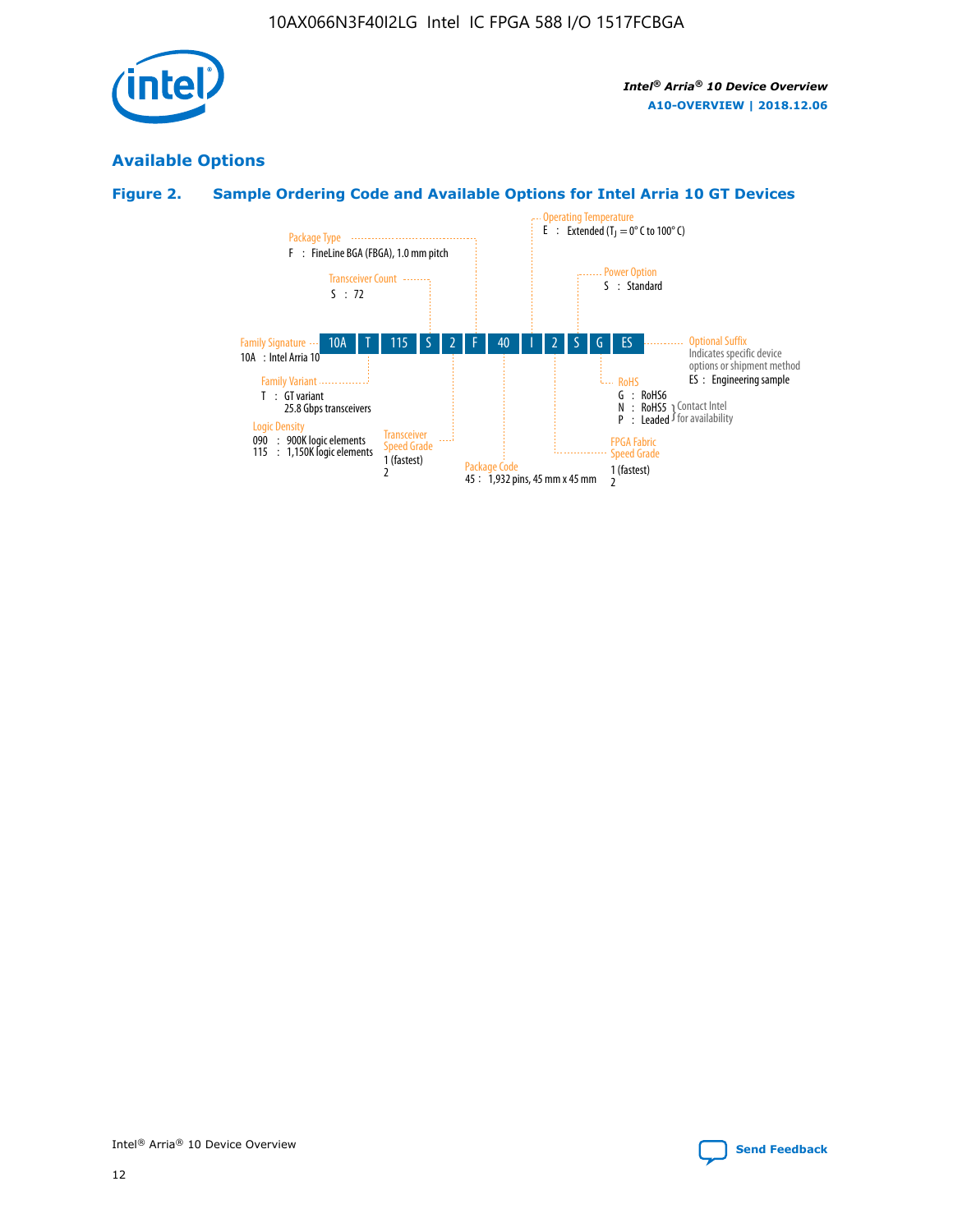## Available Options

### Figure 2. Sample Ordering Code and Available Options for Intel Arria 10 GT Devices

| 10A | T | 115 | S | 2 | F | 40 | I | 2 | S | G | ES |
|---|---|---|---|---|---|---|---|---|---|---|---|

**Family Signature**
10A : Intel Arria 10

**Family Variant**
T : GT variant
25.8 Gbps transceivers

**Logic Density**
090 : 900K logic elements
115 : 1,150K logic elements

**Transceiver Count**
S : 72

**Transceiver Speed Grade**
1 (fastest)
2

**Package Type**
F : FineLine BGA (FBGA), 1.0 mm pitch

**Package Code**
45 : 1,932 pins, 45 mm x 45 mm

**Operating Temperature**
E : Extended ($T_J$ = 0° C to 100° C)

**FPGA Fabric Speed Grade**
1 (fastest)
2

**Power Option**
S : Standard

**RoHS**
G : RoHS6
N : RoHS5 (Contact Intel for availability)
P : Leaded (Contact Intel for availability)

**Optional Suffix**
Indicates specific device options or shipment method
ES : Engineering sample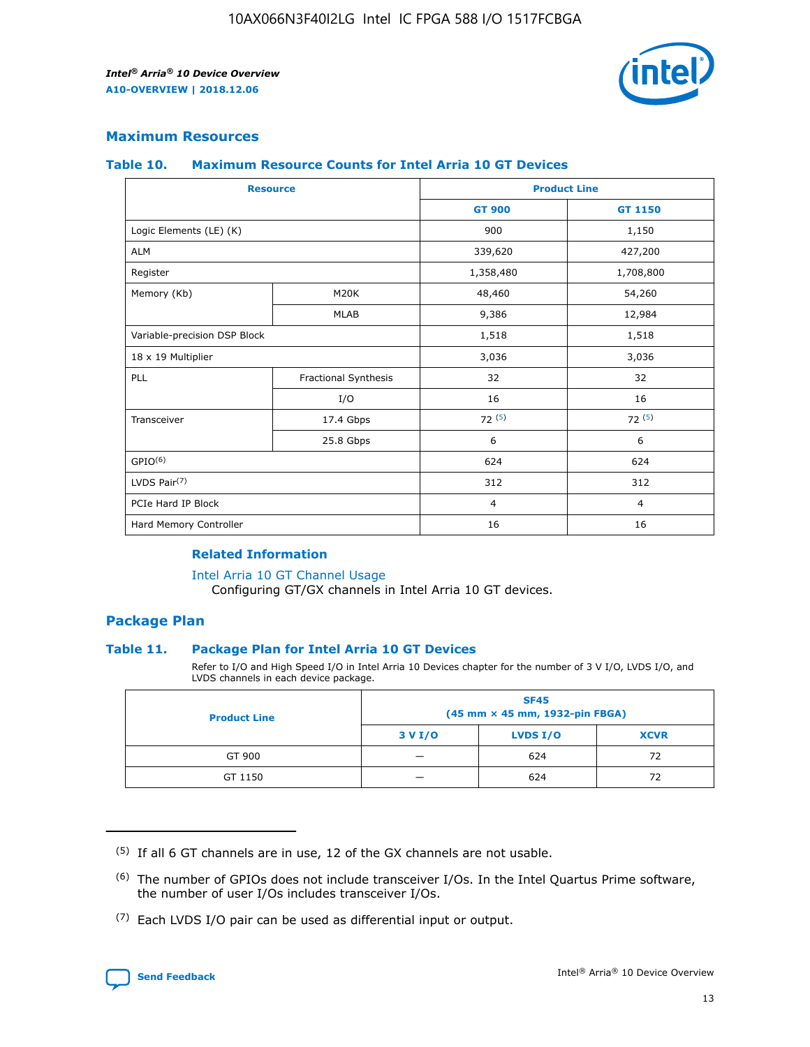## Maximum Resources

### Table 10. Maximum Resource Counts for Intel Arria 10 GT Devices

| Resource | | Product Line | |
|---|---|---|---|
| | | GT 900 | GT 1150 |
| Logic Elements (LE) (K) | | 900 | 1,150 |
| ALM | | 339,620 | 427,200 |
| Register | | 1,358,480 | 1,708,800 |
| Memory (Kb) | M20K | 48,460 | 54,260 |
| | MLAB | 9,386 | 12,984 |
| Variable-precision DSP Block | | 1,518 | 1,518 |
| 18 x 19 Multiplier | | 3,036 | 3,036 |
| PLL | Fractional Synthesis | 32 | 32 |
| | I/O | 16 | 16 |
| Transceiver | 17.4 Gbps | 72 (5) | 72 (5) |
| | 25.8 Gbps | 6 | 6 |
| GPIO(6) | | 624 | 624 |
| LVDS Pair(7) | | 312 | 312 |
| PCIe Hard IP Block | | 4 | 4 |
| Hard Memory Controller | | 16 | 16 |

#### Related Information

Intel Arria 10 GT Channel Usage
Configuring GT/GX channels in Intel Arria 10 GT devices.

## Package Plan

### Table 11. Package Plan for Intel Arria 10 GT Devices

Refer to I/O and High Speed I/O in Intel Arria 10 Devices chapter for the number of 3 V I/O, LVDS I/O, and LVDS channels in each device package.

| Product Line | SF45 (45 mm × 45 mm, 1932-pin FBGA) | | |
|---|---|---|---|
| | 3 V I/O | LVDS I/O | XCVR |
| GT 900 | — | 624 | 72 |
| GT 1150 | — | 624 | 72 |

(5) If all 6 GT channels are in use, 12 of the GX channels are not usable.

(6) The number of GPIOs does not include transceiver I/Os. In the Intel Quartus Prime software, the number of user I/Os includes transceiver I/Os.

(7) Each LVDS I/O pair can be used as differential input or output.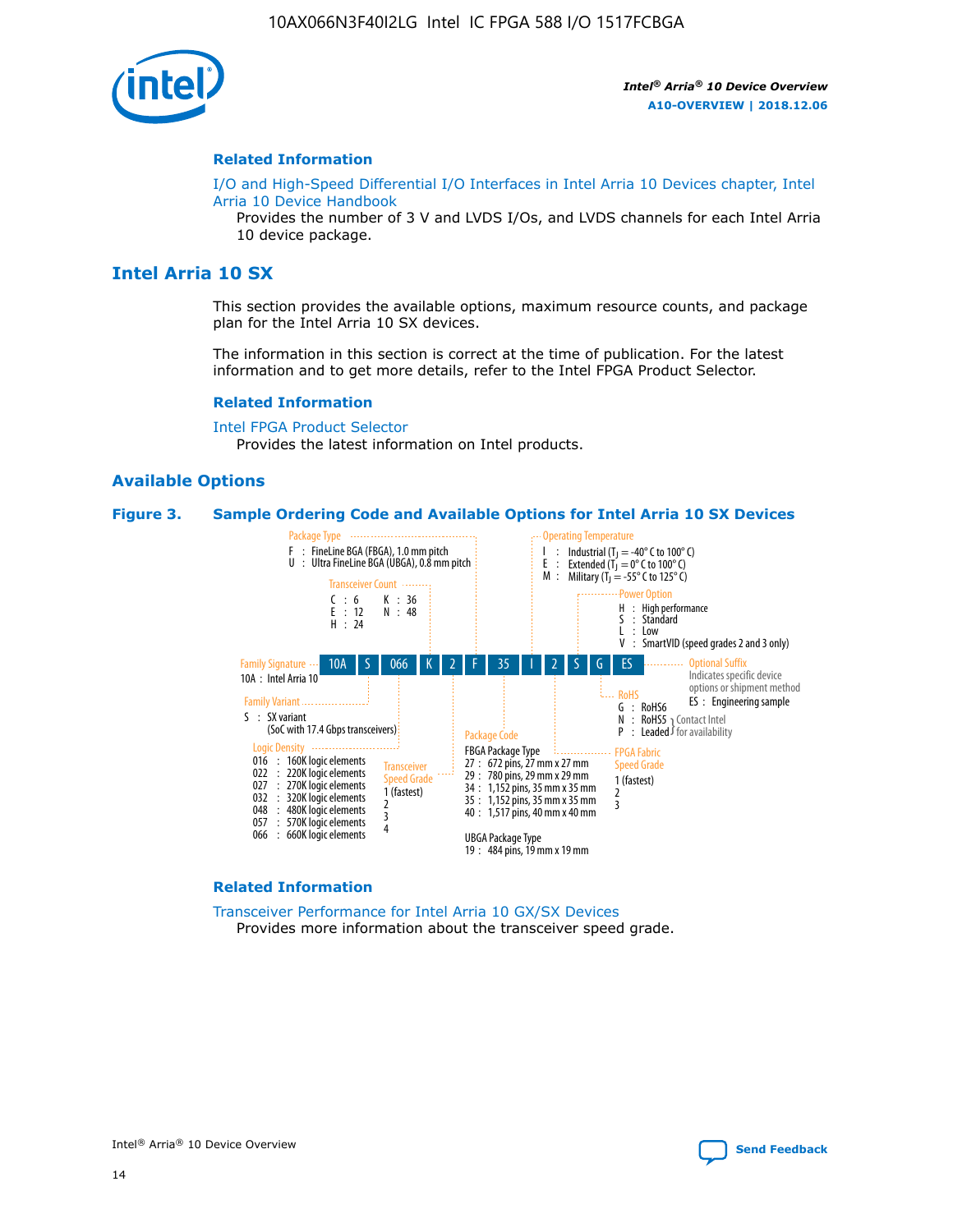## Related Information

I/O and High-Speed Differential I/O Interfaces in Intel Arria 10 Devices chapter, Intel Arria 10 Device Handbook

Provides the number of 3 V and LVDS I/Os, and LVDS channels for each Intel Arria 10 device package.

# Intel Arria 10 SX

This section provides the available options, maximum resource counts, and package plan for the Intel Arria 10 SX devices.

The information in this section is correct at the time of publication. For the latest information and to get more details, refer to the Intel FPGA Product Selector.

## Related Information

Intel FPGA Product Selector

Provides the latest information on Intel products.

## Available Options

**Figure 3. Sample Ordering Code and Available Options for Intel Arria 10 SX Devices**

Sample ordering code: 10A S 066 K 2 F 35 I 2 S G ES

- **Family Signature**
  - 10A : Intel Arria 10
- **Family Variant**
  - S : SX variant (SoC with 17.4 Gbps transceivers)
- **Logic Density**
  - 016 : 160K logic elements
  - 022 : 220K logic elements
  - 027 : 270K logic elements
  - 032 : 320K logic elements
  - 048 : 480K logic elements
  - 057 : 570K logic elements
  - 066 : 660K logic elements
- **Transceiver Count**
  - C : 6
  - E : 12
  - H : 24
  - K : 36
  - N : 48
- **Transceiver Speed Grade**
  - 1 (fastest)
  - 2
  - 3
  - 4
- **Package Type**
  - F : FineLine BGA (FBGA), 1.0 mm pitch
  - U : Ultra FineLine BGA (UBGA), 0.8 mm pitch
- **Package Code**
  - FBGA Package Type
    - 27 : 672 pins, 27 mm x 27 mm
    - 29 : 780 pins, 29 mm x 29 mm
    - 34 : 1,152 pins, 35 mm x 35 mm
    - 35 : 1,152 pins, 35 mm x 35 mm
    - 40 : 1,517 pins, 40 mm x 40 mm
  - UBGA Package Type
    - 19 : 484 pins, 19 mm x 19 mm
- **Operating Temperature**
  - I : Industrial ($T_J$ = -40° C to 100° C)
  - E : Extended ($T_J$ = 0° C to 100° C)
  - M : Military ($T_J$ = -55° C to 125° C)
- **FPGA Fabric Speed Grade**
  - 1 (fastest)
  - 2
  - 3
- **Power Option**
  - H : High performance
  - S : Standard
  - L : Low
  - V : SmartVID (speed grades 2 and 3 only)
- **RoHS**
  - G : RoHS6
  - N : RoHS5 (Contact Intel for availability)
  - P : Leaded (Contact Intel for availability)
- **Optional Suffix**
  - Indicates specific device options or shipment method
  - ES : Engineering sample

## Related Information

Transceiver Performance for Intel Arria 10 GX/SX Devices

Provides more information about the transceiver speed grade.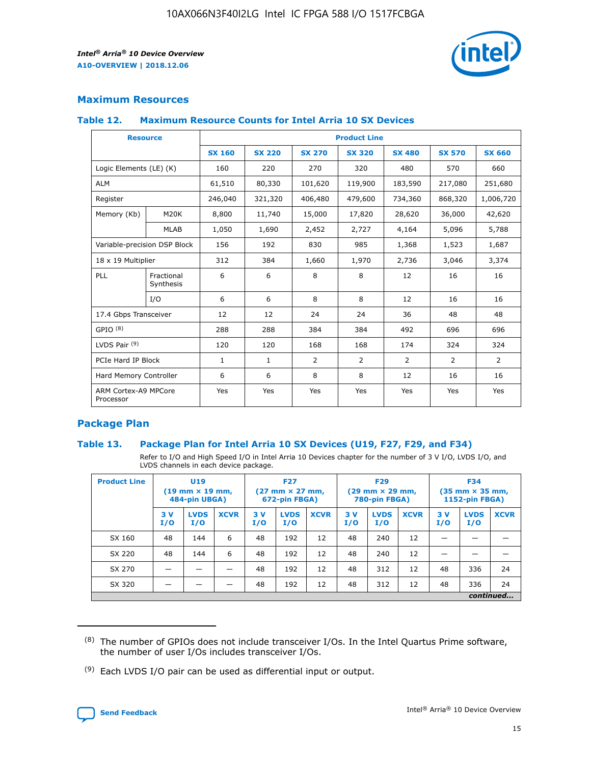## Maximum Resources

### Table 12. Maximum Resource Counts for Intel Arria 10 SX Devices

| Resource | | Product Line | | | | | | |
|---|---|---|---|---|---|---|---|---|
| | | SX 160 | SX 220 | SX 270 | SX 320 | SX 480 | SX 570 | SX 660 |
| Logic Elements (LE) (K) | | 160 | 220 | 270 | 320 | 480 | 570 | 660 |
| ALM | | 61,510 | 80,330 | 101,620 | 119,900 | 183,590 | 217,080 | 251,680 |
| Register | | 246,040 | 321,320 | 406,480 | 479,600 | 734,360 | 868,320 | 1,006,720 |
| Memory (Kb) | M20K | 8,800 | 11,740 | 15,000 | 17,820 | 28,620 | 36,000 | 42,620 |
| | MLAB | 1,050 | 1,690 | 2,452 | 2,727 | 4,164 | 5,096 | 5,788 |
| Variable-precision DSP Block | | 156 | 192 | 830 | 985 | 1,368 | 1,523 | 1,687 |
| 18 x 19 Multiplier | | 312 | 384 | 1,660 | 1,970 | 2,736 | 3,046 | 3,374 |
| PLL | Fractional Synthesis | 6 | 6 | 8 | 8 | 12 | 16 | 16 |
| | I/O | 6 | 6 | 8 | 8 | 12 | 16 | 16 |
| 17.4 Gbps Transceiver | | 12 | 12 | 24 | 24 | 36 | 48 | 48 |
| GPIO [8] | | 288 | 288 | 384 | 384 | 492 | 696 | 696 |
| LVDS Pair [9] | | 120 | 120 | 168 | 168 | 174 | 324 | 324 |
| PCIe Hard IP Block | | 1 | 1 | 2 | 2 | 2 | 2 | 2 |
| Hard Memory Controller | | 6 | 6 | 8 | 8 | 12 | 16 | 16 |
| ARM Cortex-A9 MPCore Processor | | Yes | Yes | Yes | Yes | Yes | Yes | Yes |

## Package Plan

### Table 13. Package Plan for Intel Arria 10 SX Devices (U19, F27, F29, and F34)

Refer to I/O and High Speed I/O in Intel Arria 10 Devices chapter for the number of 3 V I/O, LVDS I/O, and LVDS channels in each device package.

| Product Line | U19 (19 mm × 19 mm, 484-pin UBGA) | | | F27 (27 mm × 27 mm, 672-pin FBGA) | | | F29 (29 mm × 29 mm, 780-pin FBGA) | | | F34 (35 mm × 35 mm, 1152-pin FBGA) | | |
|---|---|---|---|---|---|---|---|---|---|---|---|---|
| | 3 V I/O | LVDS I/O | XCVR | 3 V I/O | LVDS I/O | XCVR | 3 V I/O | LVDS I/O | XCVR | 3 V I/O | LVDS I/O | XCVR |
| SX 160 | 48 | 144 | 6 | 48 | 192 | 12 | 48 | 240 | 12 | — | — | — |
| SX 220 | 48 | 144 | 6 | 48 | 192 | 12 | 48 | 240 | 12 | — | — | — |
| SX 270 | — | — | — | 48 | 192 | 12 | 48 | 312 | 12 | 48 | 336 | 24 |
| SX 320 | — | — | — | 48 | 192 | 12 | 48 | 312 | 12 | 48 | 336 | 24 |

*continued...*

(8) The number of GPIOs does not include transceiver I/Os. In the Intel Quartus Prime software, the number of user I/Os includes transceiver I/Os.

(9) Each LVDS I/O pair can be used as differential input or output.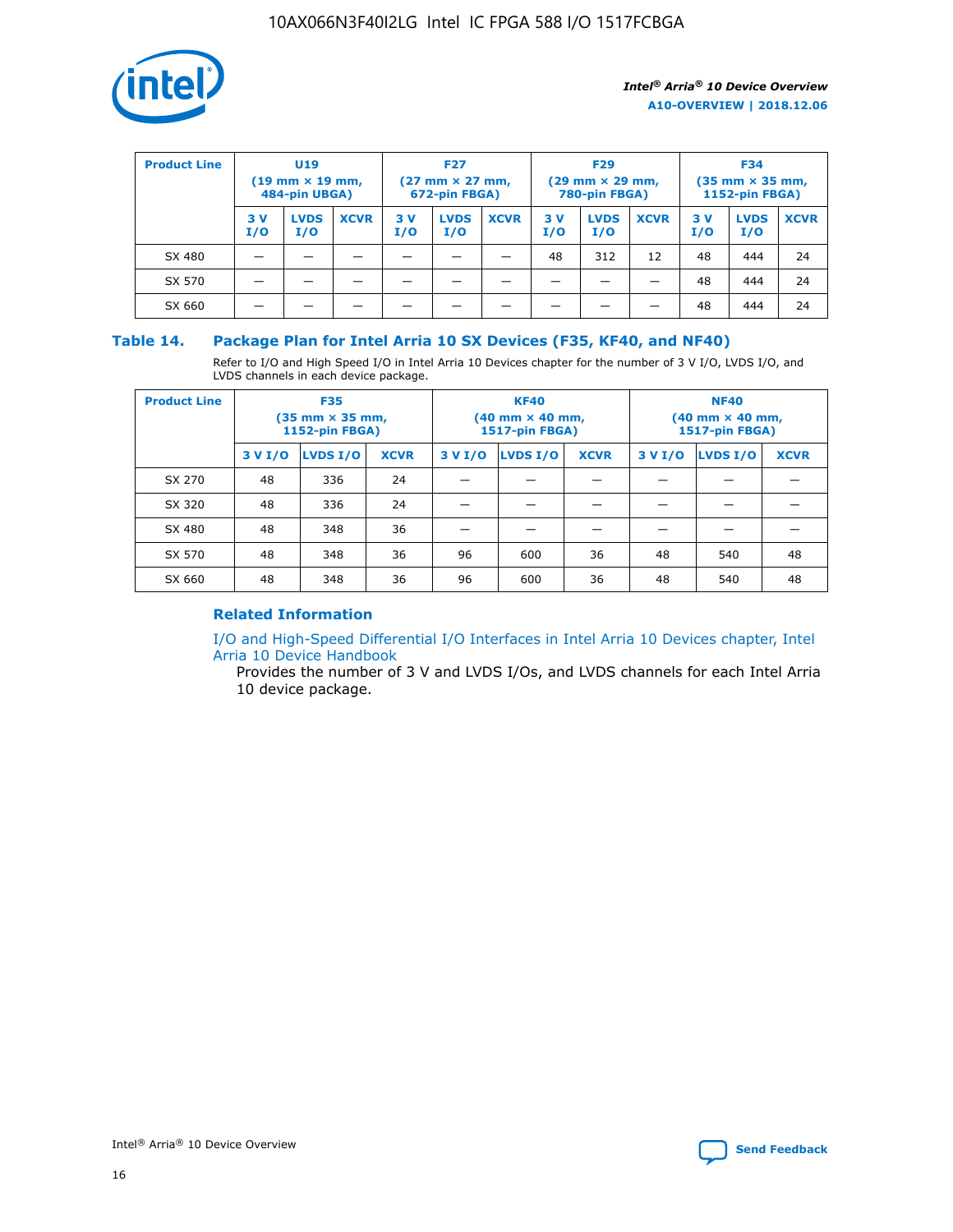| Product Line | U19 (19 mm × 19 mm, 484-pin UBGA) | | | F27 (27 mm × 27 mm, 672-pin FBGA) | | | F29 (29 mm × 29 mm, 780-pin FBGA) | | | F34 (35 mm × 35 mm, 1152-pin FBGA) | | |
|---|---|---|---|---|---|---|---|---|---|---|---|---|
| | 3 V I/O | LVDS I/O | XCVR | 3 V I/O | LVDS I/O | XCVR | 3 V I/O | LVDS I/O | XCVR | 3 V I/O | LVDS I/O | XCVR |
| SX 480 | — | — | — | — | — | — | 48 | 312 | 12 | 48 | 444 | 24 |
| SX 570 | — | — | — | — | — | — | — | — | — | 48 | 444 | 24 |
| SX 660 | — | — | — | — | — | — | — | — | — | 48 | 444 | 24 |

## Table 14. Package Plan for Intel Arria 10 SX Devices (F35, KF40, and NF40)

Refer to I/O and High Speed I/O in Intel Arria 10 Devices chapter for the number of 3 V I/O, LVDS I/O, and LVDS channels in each device package.

| Product Line | F35 (35 mm × 35 mm, 1152-pin FBGA) | | | KF40 (40 mm × 40 mm, 1517-pin FBGA) | | | NF40 (40 mm × 40 mm, 1517-pin FBGA) | | |
|---|---|---|---|---|---|---|---|---|---|
| | 3 V I/O | LVDS I/O | XCVR | 3 V I/O | LVDS I/O | XCVR | 3 V I/O | LVDS I/O | XCVR |
| SX 270 | 48 | 336 | 24 | — | — | — | — | — | — |
| SX 320 | 48 | 336 | 24 | — | — | — | — | — | — |
| SX 480 | 48 | 348 | 36 | — | — | — | — | — | — |
| SX 570 | 48 | 348 | 36 | 96 | 600 | 36 | 48 | 540 | 48 |
| SX 660 | 48 | 348 | 36 | 96 | 600 | 36 | 48 | 540 | 48 |

### Related Information

I/O and High-Speed Differential I/O Interfaces in Intel Arria 10 Devices chapter, Intel Arria 10 Device Handbook

Provides the number of 3 V and LVDS I/Os, and LVDS channels for each Intel Arria 10 device package.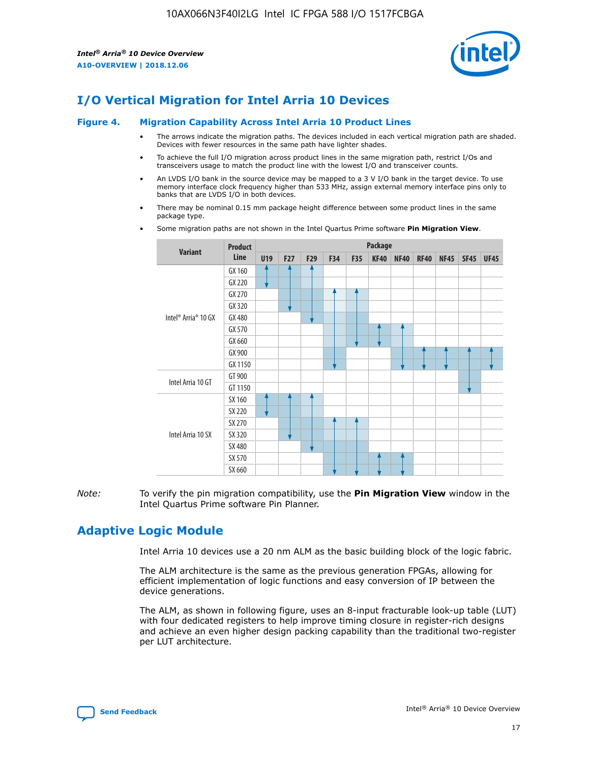# I/O Vertical Migration for Intel Arria 10 Devices

**Figure 4. Migration Capability Across Intel Arria 10 Product Lines**

- The arrows indicate the migration paths. The devices included in each vertical migration path are shaded. Devices with fewer resources in the same path have lighter shades.
- To achieve the full I/O migration across product lines in the same migration path, restrict I/Os and transceivers usage to match the product line with the lowest I/O and transceiver counts.
- An LVDS I/O bank in the source device may be mapped to a 3 V I/O bank in the target device. To use memory interface clock frequency higher than 533 MHz, assign external memory interface pins only to banks that are LVDS I/O in both devices.
- There may be nominal 0.15 mm package height difference between some product lines in the same package type.
- Some migration paths are not shown in the Intel Quartus Prime software **Pin Migration View**.

| Variant | Product Line | U19 | F27 | F29 | F34 | F35 | KF40 | NF40 | RF40 | NF45 | SF45 | UF45 |
|---|---|---|---|---|---|---|---|---|---|---|---|---|
| Intel® Arria® 10 GX | GX 160 | ✓ | ✓ | ✓ | | | | | | | | |
| | GX 220 | ✓ | ✓ | ✓ | | | | | | | | |
| | GX 270 | | ✓ | ✓ | ✓ | ✓ | | | | | | |
| | GX 320 | | ✓ | ✓ | ✓ | ✓ | | | | | | |
| | GX 480 | | | ✓ | ✓ | ✓ | | | | | | |
| | GX 570 | | | | ✓ | ✓ | ✓ | ✓ | | | | |
| | GX 660 | | | | ✓ | ✓ | ✓ | ✓ | | | | |
| | GX 900 | | | | ✓ | | | ✓ | ✓ | ✓ | ✓ | ✓ |
| | GX 1150 | | | | ✓ | | | ✓ | ✓ | ✓ | ✓ | ✓ |
| Intel Arria 10 GT | GT 900 | | | | | | | | | | ✓ | |
| | GT 1150 | | | | | | | | | | ✓ | |
| Intel Arria 10 SX | SX 160 | ✓ | ✓ | ✓ | | | | | | | | |
| | SX 220 | ✓ | ✓ | ✓ | | | | | | | | |
| | SX 270 | | ✓ | ✓ | ✓ | ✓ | | | | | | |
| | SX 320 | | ✓ | ✓ | ✓ | ✓ | | | | | | |
| | SX 480 | | | ✓ | ✓ | ✓ | | | | | | |
| | SX 570 | | | | ✓ | ✓ | ✓ | ✓ | | | | |
| | SX 660 | | | | ✓ | ✓ | ✓ | ✓ | | | | |

*Note:* To verify the pin migration compatibility, use the **Pin Migration View** window in the Intel Quartus Prime software Pin Planner.

# Adaptive Logic Module

Intel Arria 10 devices use a 20 nm ALM as the basic building block of the logic fabric.

The ALM architecture is the same as the previous generation FPGAs, allowing for efficient implementation of logic functions and easy conversion of IP between the device generations.

The ALM, as shown in following figure, uses an 8-input fracturable look-up table (LUT) with four dedicated registers to help improve timing closure in register-rich designs and achieve an even higher design packing capability than the traditional two-register per LUT architecture.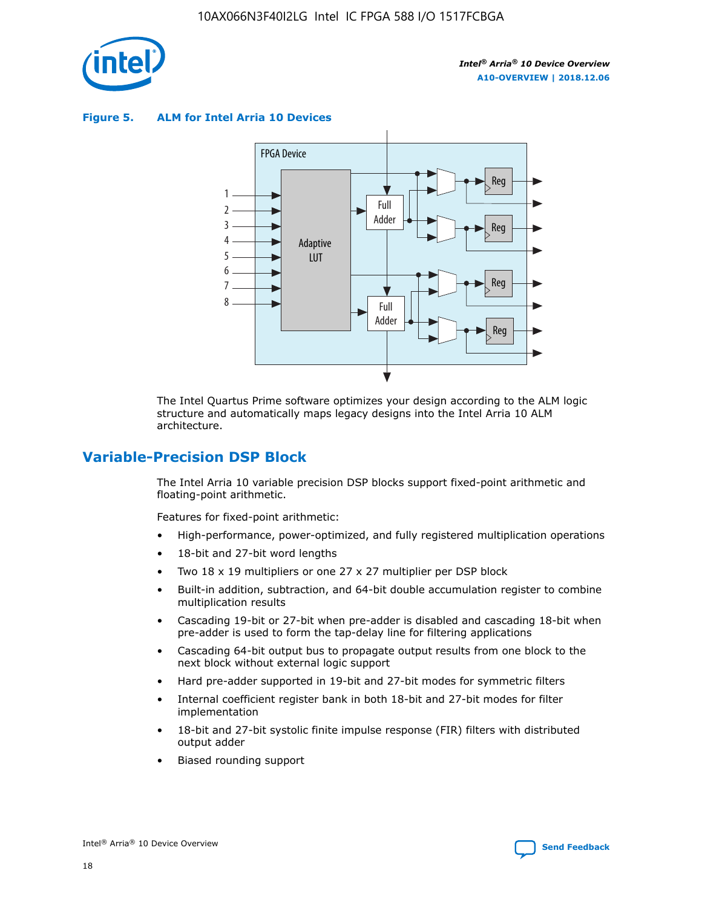**Figure 5. ALM for Intel Arria 10 Devices**

The Intel Quartus Prime software optimizes your design according to the ALM logic structure and automatically maps legacy designs into the Intel Arria 10 ALM architecture.

## Variable-Precision DSP Block

The Intel Arria 10 variable precision DSP blocks support fixed-point arithmetic and floating-point arithmetic.

Features for fixed-point arithmetic:

- High-performance, power-optimized, and fully registered multiplication operations
- 18-bit and 27-bit word lengths
- Two 18 x 19 multipliers or one 27 x 27 multiplier per DSP block
- Built-in addition, subtraction, and 64-bit double accumulation register to combine multiplication results
- Cascading 19-bit or 27-bit when pre-adder is disabled and cascading 18-bit when pre-adder is used to form the tap-delay line for filtering applications
- Cascading 64-bit output bus to propagate output results from one block to the next block without external logic support
- Hard pre-adder supported in 19-bit and 27-bit modes for symmetric filters
- Internal coefficient register bank in both 18-bit and 27-bit modes for filter implementation
- 18-bit and 27-bit systolic finite impulse response (FIR) filters with distributed output adder
- Biased rounding support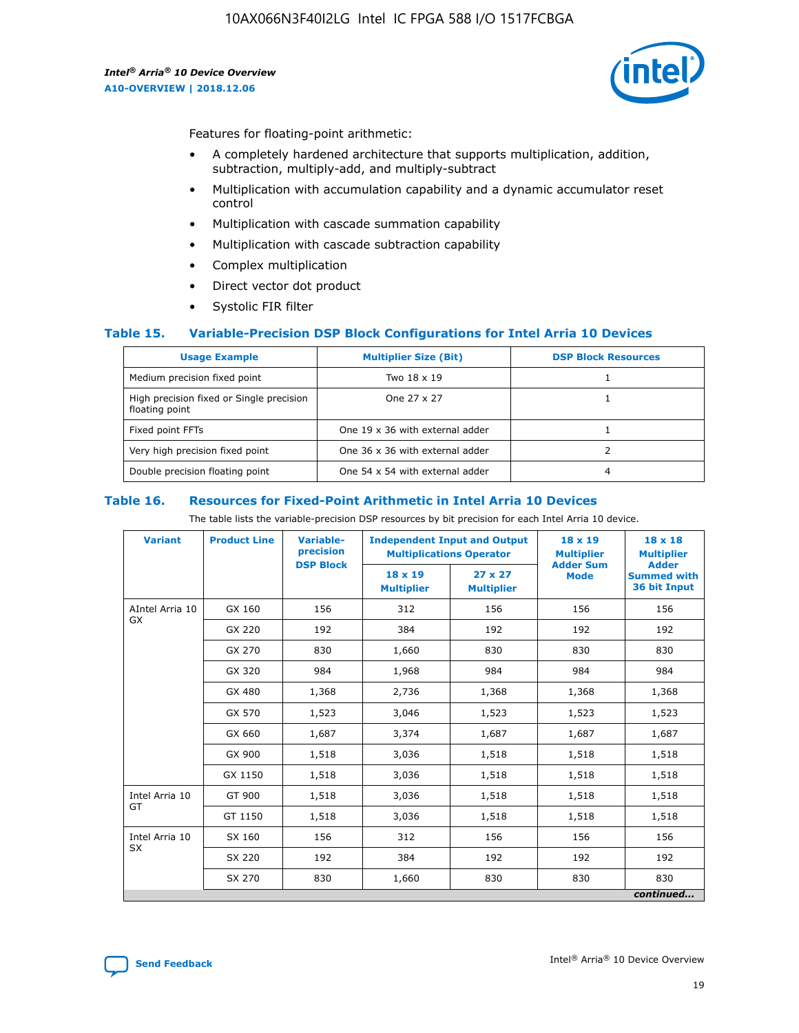Features for floating-point arithmetic:

- A completely hardened architecture that supports multiplication, addition, subtraction, multiply-add, and multiply-subtract
- Multiplication with accumulation capability and a dynamic accumulator reset control
- Multiplication with cascade summation capability
- Multiplication with cascade subtraction capability
- Complex multiplication
- Direct vector dot product
- Systolic FIR filter

### Table 15. Variable-Precision DSP Block Configurations for Intel Arria 10 Devices

| Usage Example | Multiplier Size (Bit) | DSP Block Resources |
|---|---|---|
| Medium precision fixed point | Two 18 x 19 | 1 |
| High precision fixed or Single precision floating point | One 27 x 27 | 1 |
| Fixed point FFTs | One 19 x 36 with external adder | 1 |
| Very high precision fixed point | One 36 x 36 with external adder | 2 |
| Double precision floating point | One 54 x 54 with external adder | 4 |

### Table 16. Resources for Fixed-Point Arithmetic in Intel Arria 10 Devices

The table lists the variable-precision DSP resources by bit precision for each Intel Arria 10 device.

| Variant | Product Line | Variable-precision DSP Block | Independent Input and Output Multiplications Operator | | 18 x 19 Multiplier Adder Sum Mode | 18 x 18 Multiplier Adder Summed with 36 bit Input |
|---|---|---|---|---|---|---|
| | | | 18 x 19 Multiplier | 27 x 27 Multiplier | | |
| AIntel Arria 10 GX | GX 160 | 156 | 312 | 156 | 156 | 156 |
| | GX 220 | 192 | 384 | 192 | 192 | 192 |
| | GX 270 | 830 | 1,660 | 830 | 830 | 830 |
| | GX 320 | 984 | 1,968 | 984 | 984 | 984 |
| | GX 480 | 1,368 | 2,736 | 1,368 | 1,368 | 1,368 |
| | GX 570 | 1,523 | 3,046 | 1,523 | 1,523 | 1,523 |
| | GX 660 | 1,687 | 3,374 | 1,687 | 1,687 | 1,687 |
| | GX 900 | 1,518 | 3,036 | 1,518 | 1,518 | 1,518 |
| | GX 1150 | 1,518 | 3,036 | 1,518 | 1,518 | 1,518 |
| Intel Arria 10 GT | GT 900 | 1,518 | 3,036 | 1,518 | 1,518 | 1,518 |
| | GT 1150 | 1,518 | 3,036 | 1,518 | 1,518 | 1,518 |
| Intel Arria 10 SX | SX 160 | 156 | 312 | 156 | 156 | 156 |
| | SX 220 | 192 | 384 | 192 | 192 | 192 |
| | SX 270 | 830 | 1,660 | 830 | 830 | 830 |

*continued...*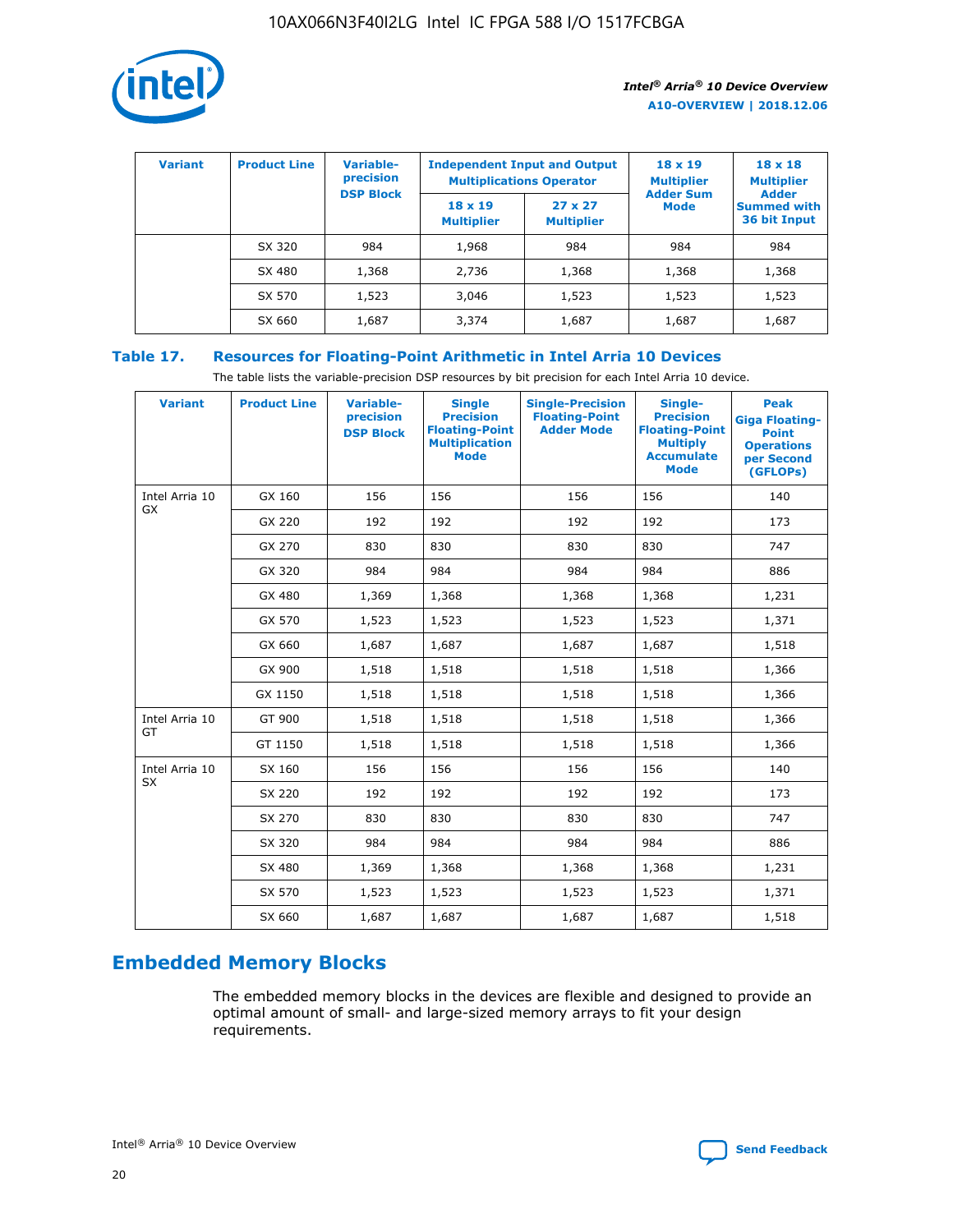| Variant | Product Line | Variable-precision DSP Block | Independent Input and Output Multiplications Operator | | 18 x 19 Multiplier Adder Sum Mode | 18 x 18 Multiplier Adder Summed with 36 bit Input |
|---|---|---|---|---|---|---|
| | | | 18 x 19 Multiplier | 27 x 27 Multiplier | | |
| | SX 320 | 984 | 1,968 | 984 | 984 | 984 |
| | SX 480 | 1,368 | 2,736 | 1,368 | 1,368 | 1,368 |
| | SX 570 | 1,523 | 3,046 | 1,523 | 1,523 | 1,523 |
| | SX 660 | 1,687 | 3,374 | 1,687 | 1,687 | 1,687 |

**Table 17. Resources for Floating-Point Arithmetic in Intel Arria 10 Devices**

The table lists the variable-precision DSP resources by bit precision for each Intel Arria 10 device.

| Variant | Product Line | Variable-precision DSP Block | Single Precision Floating-Point Multiplication Mode | Single-Precision Floating-Point Adder Mode | Single-Precision Floating-Point Multiply Accumulate Mode | Peak Giga Floating-Point Operations per Second (GFLOPs) |
|---|---|---|---|---|---|---|
| Intel Arria 10 GX | GX 160 | 156 | 156 | 156 | 156 | 140 |
| | GX 220 | 192 | 192 | 192 | 192 | 173 |
| | GX 270 | 830 | 830 | 830 | 830 | 747 |
| | GX 320 | 984 | 984 | 984 | 984 | 886 |
| | GX 480 | 1,369 | 1,368 | 1,368 | 1,368 | 1,231 |
| | GX 570 | 1,523 | 1,523 | 1,523 | 1,523 | 1,371 |
| | GX 660 | 1,687 | 1,687 | 1,687 | 1,687 | 1,518 |
| | GX 900 | 1,518 | 1,518 | 1,518 | 1,518 | 1,366 |
| | GX 1150 | 1,518 | 1,518 | 1,518 | 1,518 | 1,366 |
| Intel Arria 10 GT | GT 900 | 1,518 | 1,518 | 1,518 | 1,518 | 1,366 |
| | GT 1150 | 1,518 | 1,518 | 1,518 | 1,518 | 1,366 |
| Intel Arria 10 SX | SX 160 | 156 | 156 | 156 | 156 | 140 |
| | SX 220 | 192 | 192 | 192 | 192 | 173 |
| | SX 270 | 830 | 830 | 830 | 830 | 747 |
| | SX 320 | 984 | 984 | 984 | 984 | 886 |
| | SX 480 | 1,369 | 1,368 | 1,368 | 1,368 | 1,231 |
| | SX 570 | 1,523 | 1,523 | 1,523 | 1,523 | 1,371 |
| | SX 660 | 1,687 | 1,687 | 1,687 | 1,687 | 1,518 |

## Embedded Memory Blocks

The embedded memory blocks in the devices are flexible and designed to provide an optimal amount of small- and large-sized memory arrays to fit your design requirements.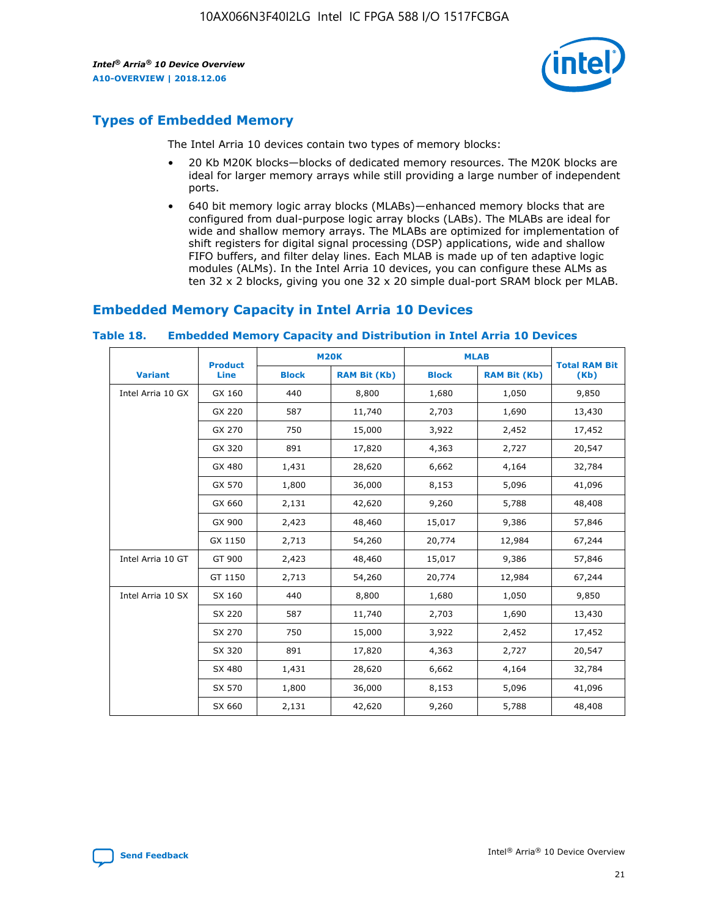## Types of Embedded Memory

The Intel Arria 10 devices contain two types of memory blocks:

- 20 Kb M20K blocks—blocks of dedicated memory resources. The M20K blocks are ideal for larger memory arrays while still providing a large number of independent ports.
- 640 bit memory logic array blocks (MLABs)—enhanced memory blocks that are configured from dual-purpose logic array blocks (LABs). The MLABs are ideal for wide and shallow memory arrays. The MLABs are optimized for implementation of shift registers for digital signal processing (DSP) applications, wide and shallow FIFO buffers, and filter delay lines. Each MLAB is made up of ten adaptive logic modules (ALMs). In the Intel Arria 10 devices, you can configure these ALMs as ten 32 x 2 blocks, giving you one 32 x 20 simple dual-port SRAM block per MLAB.

## Embedded Memory Capacity in Intel Arria 10 Devices

### Table 18. Embedded Memory Capacity and Distribution in Intel Arria 10 Devices

| Variant | Product Line | M20K | | MLAB | | Total RAM Bit (Kb) |
|---|---|---|---|---|---|---|
| | | Block | RAM Bit (Kb) | Block | RAM Bit (Kb) | |
| Intel Arria 10 GX | GX 160 | 440 | 8,800 | 1,680 | 1,050 | 9,850 |
| | GX 220 | 587 | 11,740 | 2,703 | 1,690 | 13,430 |
| | GX 270 | 750 | 15,000 | 3,922 | 2,452 | 17,452 |
| | GX 320 | 891 | 17,820 | 4,363 | 2,727 | 20,547 |
| | GX 480 | 1,431 | 28,620 | 6,662 | 4,164 | 32,784 |
| | GX 570 | 1,800 | 36,000 | 8,153 | 5,096 | 41,096 |
| | GX 660 | 2,131 | 42,620 | 9,260 | 5,788 | 48,408 |
| | GX 900 | 2,423 | 48,460 | 15,017 | 9,386 | 57,846 |
| | GX 1150 | 2,713 | 54,260 | 20,774 | 12,984 | 67,244 |
| Intel Arria 10 GT | GT 900 | 2,423 | 48,460 | 15,017 | 9,386 | 57,846 |
| | GT 1150 | 2,713 | 54,260 | 20,774 | 12,984 | 67,244 |
| Intel Arria 10 SX | SX 160 | 440 | 8,800 | 1,680 | 1,050 | 9,850 |
| | SX 220 | 587 | 11,740 | 2,703 | 1,690 | 13,430 |
| | SX 270 | 750 | 15,000 | 3,922 | 2,452 | 17,452 |
| | SX 320 | 891 | 17,820 | 4,363 | 2,727 | 20,547 |
| | SX 480 | 1,431 | 28,620 | 6,662 | 4,164 | 32,784 |
| | SX 570 | 1,800 | 36,000 | 8,153 | 5,096 | 41,096 |
| | SX 660 | 2,131 | 42,620 | 9,260 | 5,788 | 48,408 |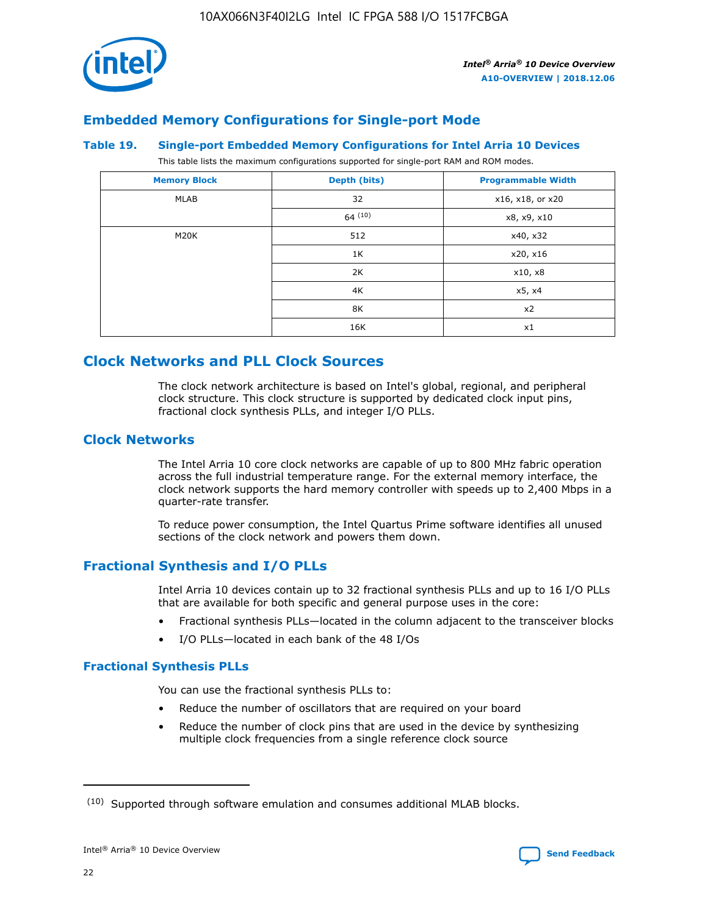## Embedded Memory Configurations for Single-port Mode

### Table 19. Single-port Embedded Memory Configurations for Intel Arria 10 Devices

This table lists the maximum configurations supported for single-port RAM and ROM modes.

| Memory Block | Depth (bits) | Programmable Width |
|---|---|---|
| MLAB | 32 | x16, x18, or x20 |
| | 64 [(10)] | x8, x9, x10 |
| M20K | 512 | x40, x32 |
| | 1K | x20, x16 |
| | 2K | x10, x8 |
| | 4K | x5, x4 |
| | 8K | x2 |
| | 16K | x1 |

# Clock Networks and PLL Clock Sources

The clock network architecture is based on Intel's global, regional, and peripheral clock structure. This clock structure is supported by dedicated clock input pins, fractional clock synthesis PLLs, and integer I/O PLLs.

## Clock Networks

The Intel Arria 10 core clock networks are capable of up to 800 MHz fabric operation across the full industrial temperature range. For the external memory interface, the clock network supports the hard memory controller with speeds up to 2,400 Mbps in a quarter-rate transfer.

To reduce power consumption, the Intel Quartus Prime software identifies all unused sections of the clock network and powers them down.

## Fractional Synthesis and I/O PLLs

Intel Arria 10 devices contain up to 32 fractional synthesis PLLs and up to 16 I/O PLLs that are available for both specific and general purpose uses in the core:

- Fractional synthesis PLLs—located in the column adjacent to the transceiver blocks
- I/O PLLs—located in each bank of the 48 I/Os

### Fractional Synthesis PLLs

You can use the fractional synthesis PLLs to:

- Reduce the number of oscillators that are required on your board
- Reduce the number of clock pins that are used in the device by synthesizing multiple clock frequencies from a single reference clock source

(10) Supported through software emulation and consumes additional MLAB blocks.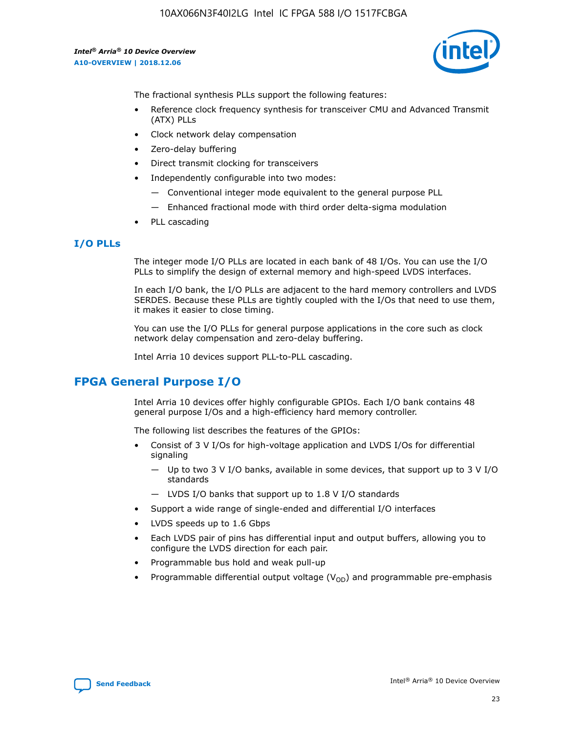The fractional synthesis PLLs support the following features:

- Reference clock frequency synthesis for transceiver CMU and Advanced Transmit (ATX) PLLs
- Clock network delay compensation
- Zero-delay buffering
- Direct transmit clocking for transceivers
- Independently configurable into two modes:
  - — Conventional integer mode equivalent to the general purpose PLL
  - — Enhanced fractional mode with third order delta-sigma modulation
- PLL cascading

### I/O PLLs

The integer mode I/O PLLs are located in each bank of 48 I/Os. You can use the I/O PLLs to simplify the design of external memory and high-speed LVDS interfaces.

In each I/O bank, the I/O PLLs are adjacent to the hard memory controllers and LVDS SERDES. Because these PLLs are tightly coupled with the I/Os that need to use them, it makes it easier to close timing.

You can use the I/O PLLs for general purpose applications in the core such as clock network delay compensation and zero-delay buffering.

Intel Arria 10 devices support PLL-to-PLL cascading.

## FPGA General Purpose I/O

Intel Arria 10 devices offer highly configurable GPIOs. Each I/O bank contains 48 general purpose I/Os and a high-efficiency hard memory controller.

The following list describes the features of the GPIOs:

- Consist of 3 V I/Os for high-voltage application and LVDS I/Os for differential signaling
  - — Up to two 3 V I/O banks, available in some devices, that support up to 3 V I/O standards
  - — LVDS I/O banks that support up to 1.8 V I/O standards
- Support a wide range of single-ended and differential I/O interfaces
- LVDS speeds up to 1.6 Gbps
- Each LVDS pair of pins has differential input and output buffers, allowing you to configure the LVDS direction for each pair.
- Programmable bus hold and weak pull-up
- Programmable differential output voltage ($V_{OD}$) and programmable pre-emphasis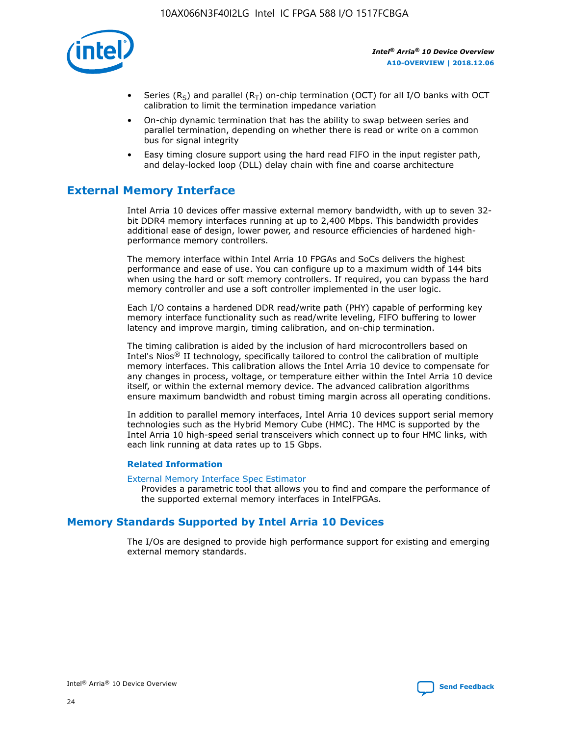- Series ($R_S$) and parallel ($R_T$) on-chip termination (OCT) for all I/O banks with OCT calibration to limit the termination impedance variation
- On-chip dynamic termination that has the ability to swap between series and parallel termination, depending on whether there is read or write on a common bus for signal integrity
- Easy timing closure support using the hard read FIFO in the input register path, and delay-locked loop (DLL) delay chain with fine and coarse architecture

## External Memory Interface

Intel Arria 10 devices offer massive external memory bandwidth, with up to seven 32-bit DDR4 memory interfaces running at up to 2,400 Mbps. This bandwidth provides additional ease of design, lower power, and resource efficiencies of hardened high-performance memory controllers.

The memory interface within Intel Arria 10 FPGAs and SoCs delivers the highest performance and ease of use. You can configure up to a maximum width of 144 bits when using the hard or soft memory controllers. If required, you can bypass the hard memory controller and use a soft controller implemented in the user logic.

Each I/O contains a hardened DDR read/write path (PHY) capable of performing key memory interface functionality such as read/write leveling, FIFO buffering to lower latency and improve margin, timing calibration, and on-chip termination.

The timing calibration is aided by the inclusion of hard microcontrollers based on Intel's Nios® II technology, specifically tailored to control the calibration of multiple memory interfaces. This calibration allows the Intel Arria 10 device to compensate for any changes in process, voltage, or temperature either within the Intel Arria 10 device itself, or within the external memory device. The advanced calibration algorithms ensure maximum bandwidth and robust timing margin across all operating conditions.

In addition to parallel memory interfaces, Intel Arria 10 devices support serial memory technologies such as the Hybrid Memory Cube (HMC). The HMC is supported by the Intel Arria 10 high-speed serial transceivers which connect up to four HMC links, with each link running at data rates up to 15 Gbps.

### Related Information

External Memory Interface Spec Estimator
Provides a parametric tool that allows you to find and compare the performance of the supported external memory interfaces in IntelFPGAs.

## Memory Standards Supported by Intel Arria 10 Devices

The I/Os are designed to provide high performance support for existing and emerging external memory standards.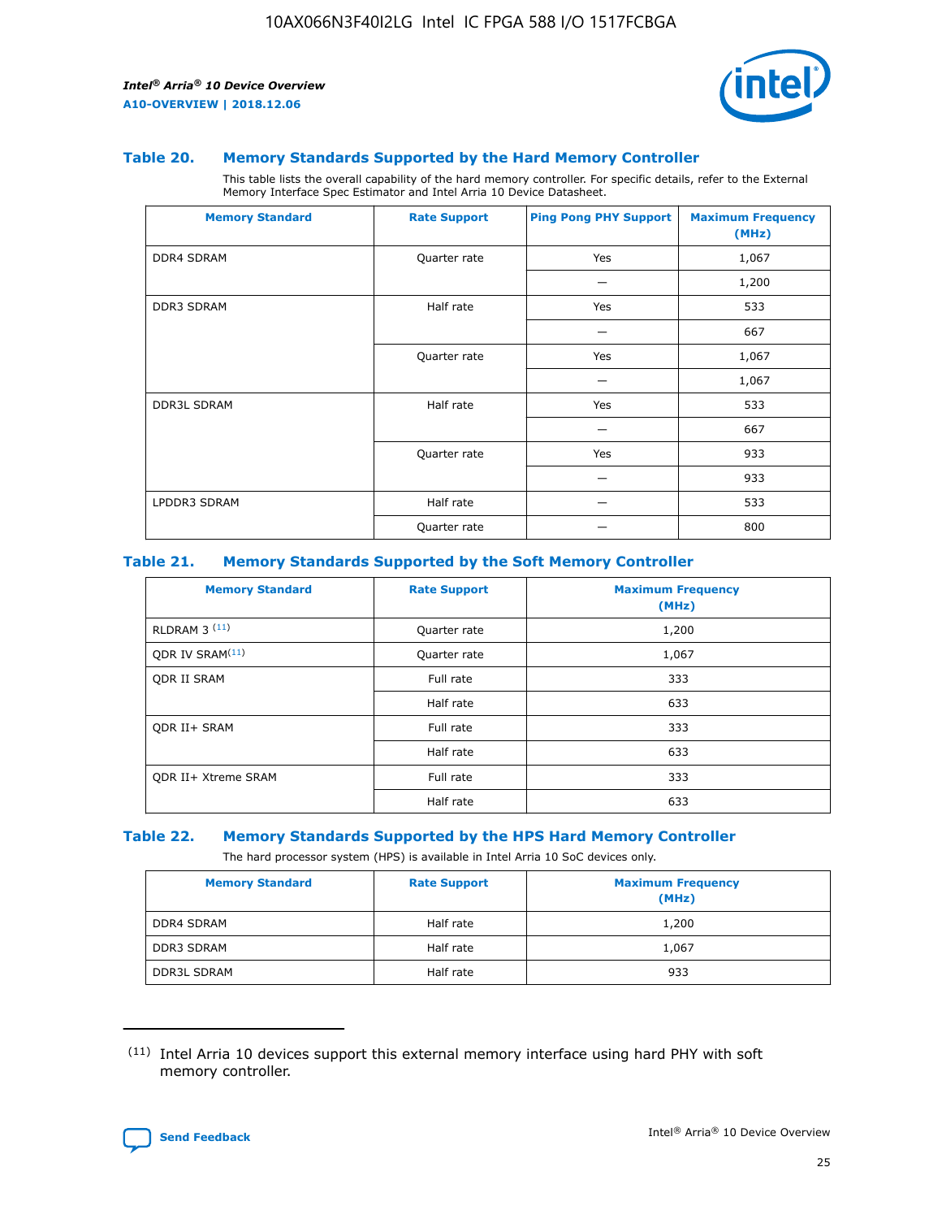### Table 20. Memory Standards Supported by the Hard Memory Controller

This table lists the overall capability of the hard memory controller. For specific details, refer to the External Memory Interface Spec Estimator and Intel Arria 10 Device Datasheet.

| Memory Standard | Rate Support | Ping Pong PHY Support | Maximum Frequency (MHz) |
|---|---|---|---|
| DDR4 SDRAM | Quarter rate | Yes | 1,067 |
| | | — | 1,200 |
| DDR3 SDRAM | Half rate | Yes | 533 |
| | | — | 667 |
| | Quarter rate | Yes | 1,067 |
| | | — | 1,067 |
| DDR3L SDRAM | Half rate | Yes | 533 |
| | | — | 667 |
| | Quarter rate | Yes | 933 |
| | | — | 933 |
| LPDDR3 SDRAM | Half rate | — | 533 |
| | Quarter rate | — | 800 |

### Table 21. Memory Standards Supported by the Soft Memory Controller

| Memory Standard | Rate Support | Maximum Frequency (MHz) |
|---|---|---|
| RLDRAM 3 [11] | Quarter rate | 1,200 |
| QDR IV SRAM[11] | Quarter rate | 1,067 |
| QDR II SRAM | Full rate | 333 |
| | Half rate | 633 |
| QDR II+ SRAM | Full rate | 333 |
| | Half rate | 633 |
| QDR II+ Xtreme SRAM | Full rate | 333 |
| | Half rate | 633 |

### Table 22. Memory Standards Supported by the HPS Hard Memory Controller

The hard processor system (HPS) is available in Intel Arria 10 SoC devices only.

| Memory Standard | Rate Support | Maximum Frequency (MHz) |
|---|---|---|
| DDR4 SDRAM | Half rate | 1,200 |
| DDR3 SDRAM | Half rate | 1,067 |
| DDR3L SDRAM | Half rate | 933 |

(11) Intel Arria 10 devices support this external memory interface using hard PHY with soft memory controller.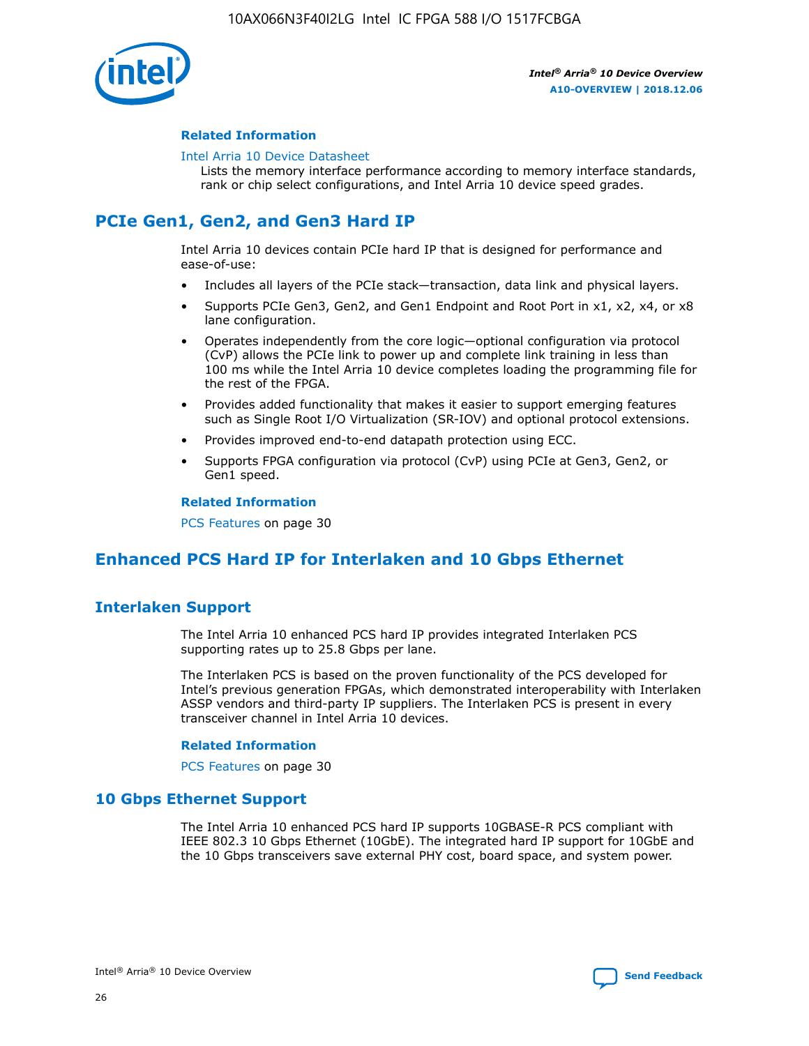#### Related Information

Intel Arria 10 Device Datasheet

Lists the memory interface performance according to memory interface standards, rank or chip select configurations, and Intel Arria 10 device speed grades.

## PCIe Gen1, Gen2, and Gen3 Hard IP

Intel Arria 10 devices contain PCIe hard IP that is designed for performance and ease-of-use:

- Includes all layers of the PCIe stack—transaction, data link and physical layers.
- Supports PCIe Gen3, Gen2, and Gen1 Endpoint and Root Port in x1, x2, x4, or x8 lane configuration.
- Operates independently from the core logic—optional configuration via protocol (CvP) allows the PCIe link to power up and complete link training in less than 100 ms while the Intel Arria 10 device completes loading the programming file for the rest of the FPGA.
- Provides added functionality that makes it easier to support emerging features such as Single Root I/O Virtualization (SR-IOV) and optional protocol extensions.
- Provides improved end-to-end datapath protection using ECC.
- Supports FPGA configuration via protocol (CvP) using PCIe at Gen3, Gen2, or Gen1 speed.

#### Related Information

PCS Features on page 30

## Enhanced PCS Hard IP for Interlaken and 10 Gbps Ethernet

### Interlaken Support

The Intel Arria 10 enhanced PCS hard IP provides integrated Interlaken PCS supporting rates up to 25.8 Gbps per lane.

The Interlaken PCS is based on the proven functionality of the PCS developed for Intel's previous generation FPGAs, which demonstrated interoperability with Interlaken ASSP vendors and third-party IP suppliers. The Interlaken PCS is present in every transceiver channel in Intel Arria 10 devices.

#### Related Information

PCS Features on page 30

### 10 Gbps Ethernet Support

The Intel Arria 10 enhanced PCS hard IP supports 10GBASE-R PCS compliant with IEEE 802.3 10 Gbps Ethernet (10GbE). The integrated hard IP support for 10GbE and the 10 Gbps transceivers save external PHY cost, board space, and system power.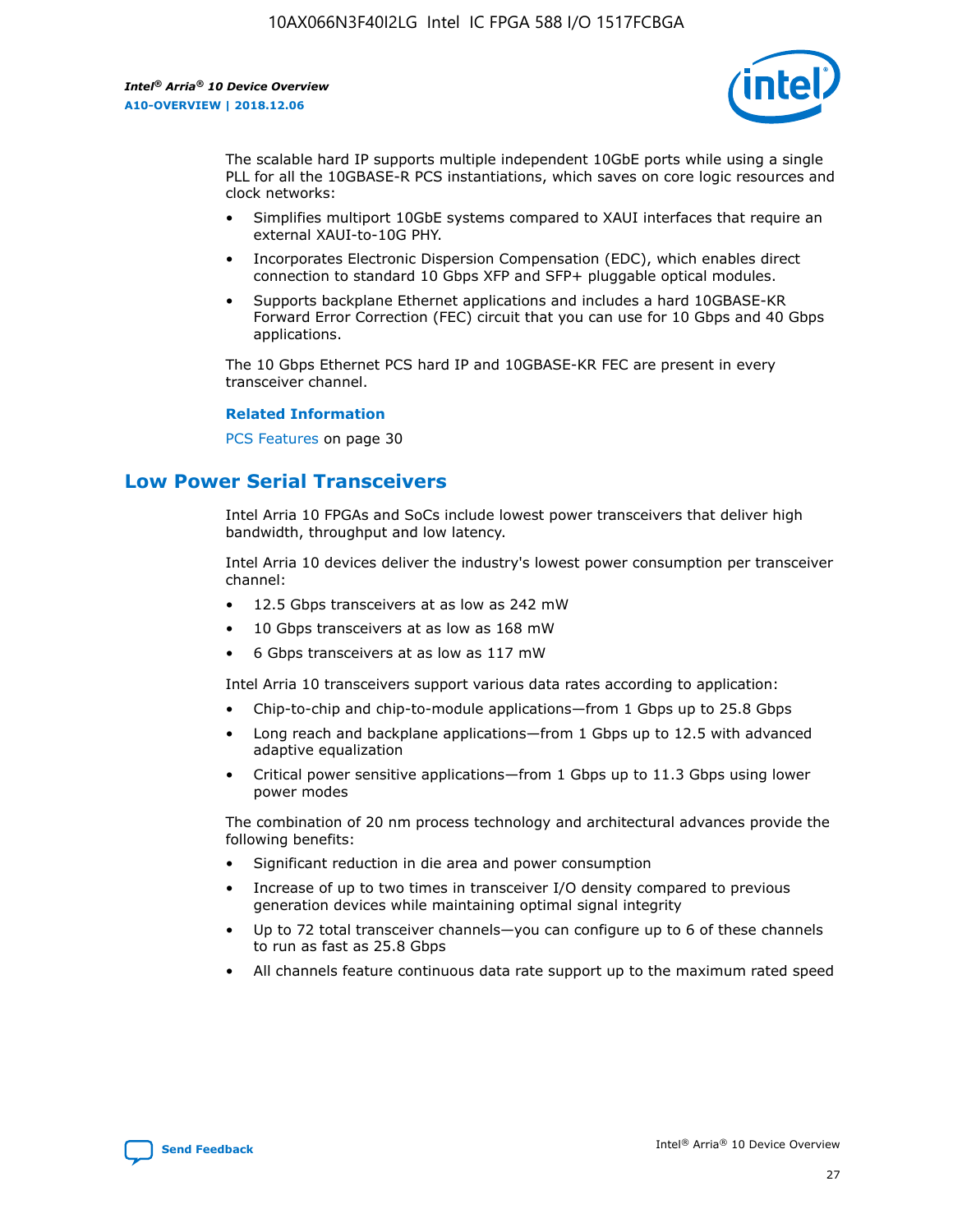The scalable hard IP supports multiple independent 10GbE ports while using a single PLL for all the 10GBASE-R PCS instantiations, which saves on core logic resources and clock networks:

- Simplifies multiport 10GbE systems compared to XAUI interfaces that require an external XAUI-to-10G PHY.
- Incorporates Electronic Dispersion Compensation (EDC), which enables direct connection to standard 10 Gbps XFP and SFP+ pluggable optical modules.
- Supports backplane Ethernet applications and includes a hard 10GBASE-KR Forward Error Correction (FEC) circuit that you can use for 10 Gbps and 40 Gbps applications.

The 10 Gbps Ethernet PCS hard IP and 10GBASE-KR FEC are present in every transceiver channel.

**Related Information**

PCS Features on page 30

## Low Power Serial Transceivers

Intel Arria 10 FPGAs and SoCs include lowest power transceivers that deliver high bandwidth, throughput and low latency.

Intel Arria 10 devices deliver the industry's lowest power consumption per transceiver channel:

- 12.5 Gbps transceivers at as low as 242 mW
- 10 Gbps transceivers at as low as 168 mW
- 6 Gbps transceivers at as low as 117 mW

Intel Arria 10 transceivers support various data rates according to application:

- Chip-to-chip and chip-to-module applications—from 1 Gbps up to 25.8 Gbps
- Long reach and backplane applications—from 1 Gbps up to 12.5 with advanced adaptive equalization
- Critical power sensitive applications—from 1 Gbps up to 11.3 Gbps using lower power modes

The combination of 20 nm process technology and architectural advances provide the following benefits:

- Significant reduction in die area and power consumption
- Increase of up to two times in transceiver I/O density compared to previous generation devices while maintaining optimal signal integrity
- Up to 72 total transceiver channels—you can configure up to 6 of these channels to run as fast as 25.8 Gbps
- All channels feature continuous data rate support up to the maximum rated speed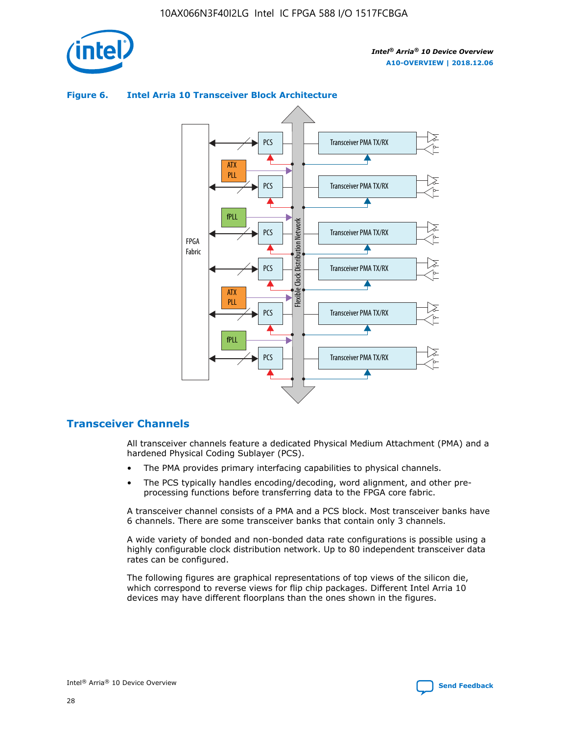**Figure 6. Intel Arria 10 Transceiver Block Architecture**

## Transceiver Channels

All transceiver channels feature a dedicated Physical Medium Attachment (PMA) and a hardened Physical Coding Sublayer (PCS).

- The PMA provides primary interfacing capabilities to physical channels.
- The PCS typically handles encoding/decoding, word alignment, and other pre-processing functions before transferring data to the FPGA core fabric.

A transceiver channel consists of a PMA and a PCS block. Most transceiver banks have 6 channels. There are some transceiver banks that contain only 3 channels.

A wide variety of bonded and non-bonded data rate configurations is possible using a highly configurable clock distribution network. Up to 80 independent transceiver data rates can be configured.

The following figures are graphical representations of top views of the silicon die, which correspond to reverse views for flip chip packages. Different Intel Arria 10 devices may have different floorplans than the ones shown in the figures.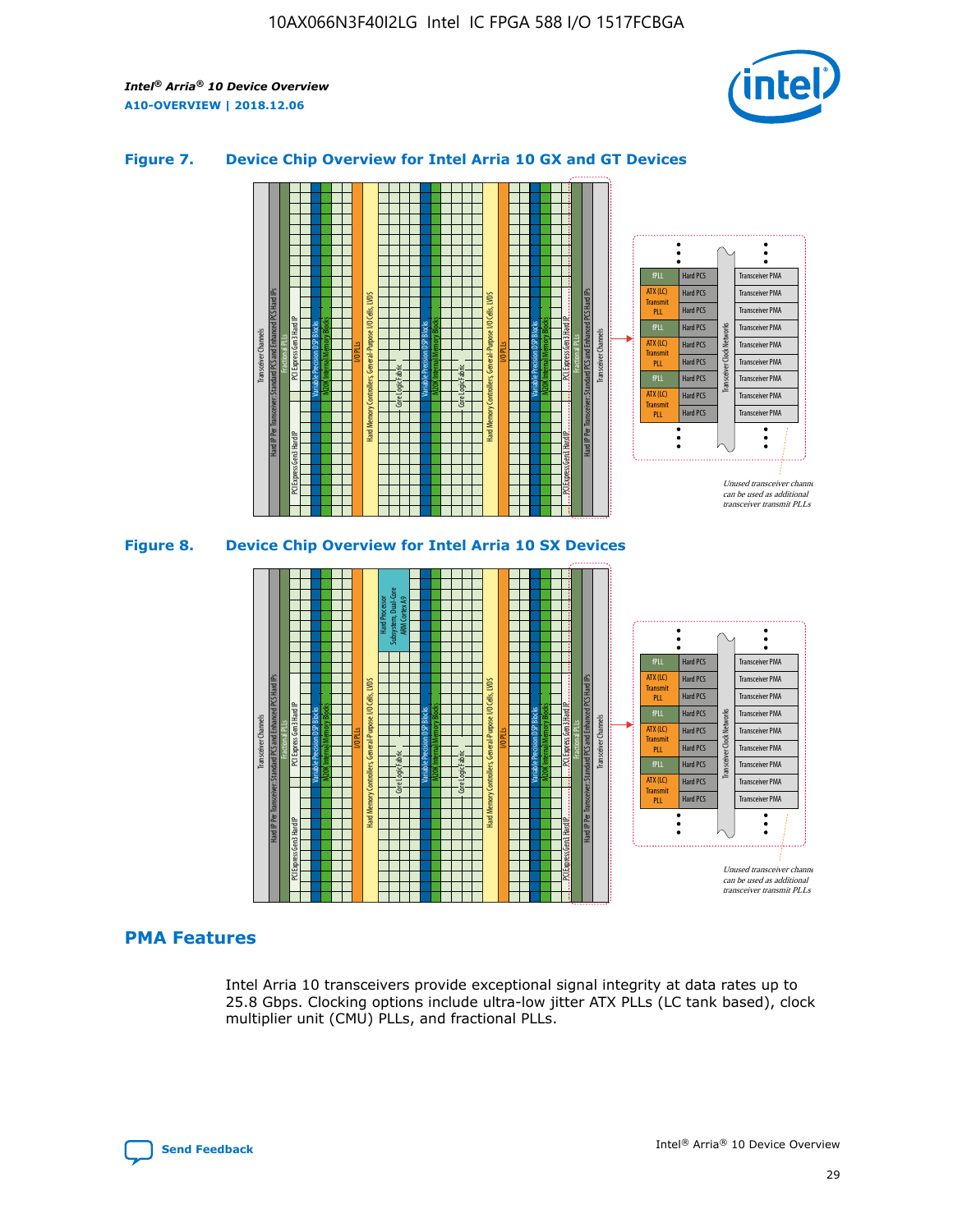### Figure 7. Device Chip Overview for Intel Arria 10 GX and GT Devices

### Figure 8. Device Chip Overview for Intel Arria 10 SX Devices

## PMA Features

Intel Arria 10 transceivers provide exceptional signal integrity at data rates up to 25.8 Gbps. Clocking options include ultra-low jitter ATX PLLs (LC tank based), clock multiplier unit (CMU) PLLs, and fractional PLLs.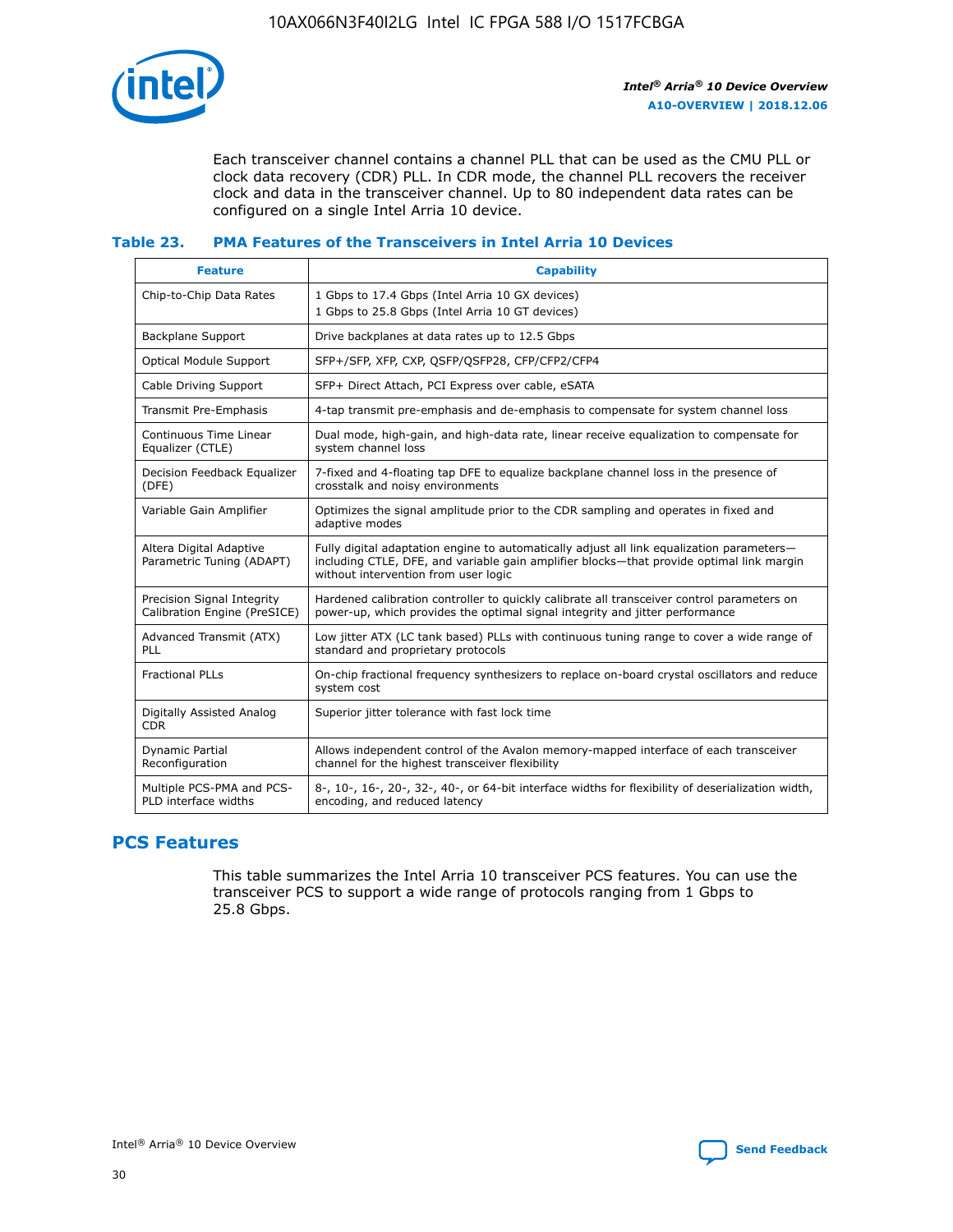Each transceiver channel contains a channel PLL that can be used as the CMU PLL or clock data recovery (CDR) PLL. In CDR mode, the channel PLL recovers the receiver clock and data in the transceiver channel. Up to 80 independent data rates can be configured on a single Intel Arria 10 device.

### Table 23. PMA Features of the Transceivers in Intel Arria 10 Devices

| Feature | Capability |
| --- | --- |
| Chip-to-Chip Data Rates | 1 Gbps to 17.4 Gbps (Intel Arria 10 GX devices)<br>1 Gbps to 25.8 Gbps (Intel Arria 10 GT devices) |
| Backplane Support | Drive backplanes at data rates up to 12.5 Gbps |
| Optical Module Support | SFP+/SFP, XFP, CXP, QSFP/QSFP28, CFP/CFP2/CFP4 |
| Cable Driving Support | SFP+ Direct Attach, PCI Express over cable, eSATA |
| Transmit Pre-Emphasis | 4-tap transmit pre-emphasis and de-emphasis to compensate for system channel loss |
| Continuous Time Linear Equalizer (CTLE) | Dual mode, high-gain, and high-data rate, linear receive equalization to compensate for system channel loss |
| Decision Feedback Equalizer (DFE) | 7-fixed and 4-floating tap DFE to equalize backplane channel loss in the presence of crosstalk and noisy environments |
| Variable Gain Amplifier | Optimizes the signal amplitude prior to the CDR sampling and operates in fixed and adaptive modes |
| Altera Digital Adaptive Parametric Tuning (ADAPT) | Fully digital adaptation engine to automatically adjust all link equalization parameters—including CTLE, DFE, and variable gain amplifier blocks—that provide optimal link margin without intervention from user logic |
| Precision Signal Integrity Calibration Engine (PreSICE) | Hardened calibration controller to quickly calibrate all transceiver control parameters on power-up, which provides the optimal signal integrity and jitter performance |
| Advanced Transmit (ATX) PLL | Low jitter ATX (LC tank based) PLLs with continuous tuning range to cover a wide range of standard and proprietary protocols |
| Fractional PLLs | On-chip fractional frequency synthesizers to replace on-board crystal oscillators and reduce system cost |
| Digitally Assisted Analog CDR | Superior jitter tolerance with fast lock time |
| Dynamic Partial Reconfiguration | Allows independent control of the Avalon memory-mapped interface of each transceiver channel for the highest transceiver flexibility |
| Multiple PCS-PMA and PCS-PLD interface widths | 8-, 10-, 16-, 20-, 32-, 40-, or 64-bit interface widths for flexibility of deserialization width, encoding, and reduced latency |

## PCS Features

This table summarizes the Intel Arria 10 transceiver PCS features. You can use the transceiver PCS to support a wide range of protocols ranging from 1 Gbps to 25.8 Gbps.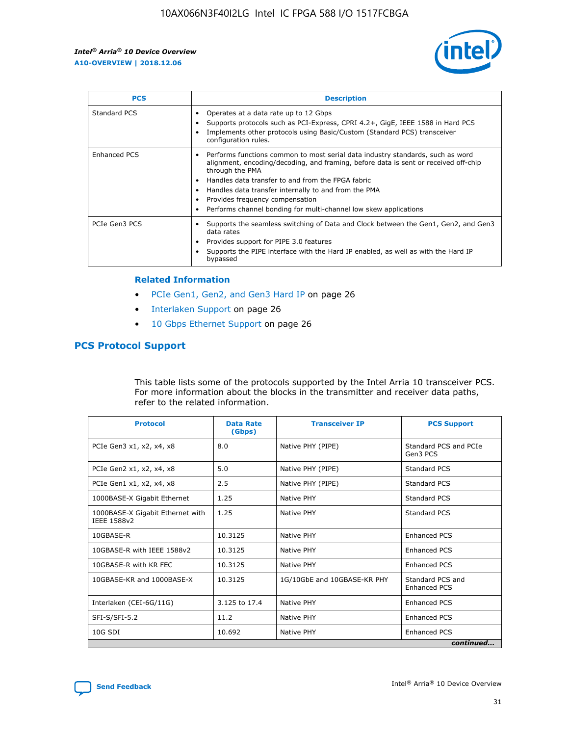| PCS | Description |
| --- | --- |
| Standard PCS | • Operates at a data rate up to 12 Gbps<br>• Supports protocols such as PCI-Express, CPRI 4.2+, GigE, IEEE 1588 in Hard PCS<br>• Implements other protocols using Basic/Custom (Standard PCS) transceiver configuration rules. |
| Enhanced PCS | • Performs functions common to most serial data industry standards, such as word alignment, encoding/decoding, and framing, before data is sent or received off-chip through the PMA<br>• Handles data transfer to and from the FPGA fabric<br>• Handles data transfer internally to and from the PMA<br>• Provides frequency compensation<br>• Performs channel bonding for multi-channel low skew applications |
| PCIe Gen3 PCS | • Supports the seamless switching of Data and Clock between the Gen1, Gen2, and Gen3 data rates<br>• Provides support for PIPE 3.0 features<br>• Supports the PIPE interface with the Hard IP enabled, as well as with the Hard IP bypassed |

### Related Information

- PCIe Gen1, Gen2, and Gen3 Hard IP on page 26
- Interlaken Support on page 26
- 10 Gbps Ethernet Support on page 26

## PCS Protocol Support

This table lists some of the protocols supported by the Intel Arria 10 transceiver PCS. For more information about the blocks in the transmitter and receiver data paths, refer to the related information.

| Protocol | Data Rate (Gbps) | Transceiver IP | PCS Support |
| --- | --- | --- | --- |
| PCIe Gen3 x1, x2, x4, x8 | 8.0 | Native PHY (PIPE) | Standard PCS and PCIe Gen3 PCS |
| PCIe Gen2 x1, x2, x4, x8 | 5.0 | Native PHY (PIPE) | Standard PCS |
| PCIe Gen1 x1, x2, x4, x8 | 2.5 | Native PHY (PIPE) | Standard PCS |
| 1000BASE-X Gigabit Ethernet | 1.25 | Native PHY | Standard PCS |
| 1000BASE-X Gigabit Ethernet with IEEE 1588v2 | 1.25 | Native PHY | Standard PCS |
| 10GBASE-R | 10.3125 | Native PHY | Enhanced PCS |
| 10GBASE-R with IEEE 1588v2 | 10.3125 | Native PHY | Enhanced PCS |
| 10GBASE-R with KR FEC | 10.3125 | Native PHY | Enhanced PCS |
| 10GBASE-KR and 1000BASE-X | 10.3125 | 1G/10GbE and 10GBASE-KR PHY | Standard PCS and Enhanced PCS |
| Interlaken (CEI-6G/11G) | 3.125 to 17.4 | Native PHY | Enhanced PCS |
| SFI-S/SFI-5.2 | 11.2 | Native PHY | Enhanced PCS |
| 10G SDI | 10.692 | Native PHY | Enhanced PCS |

*continued...*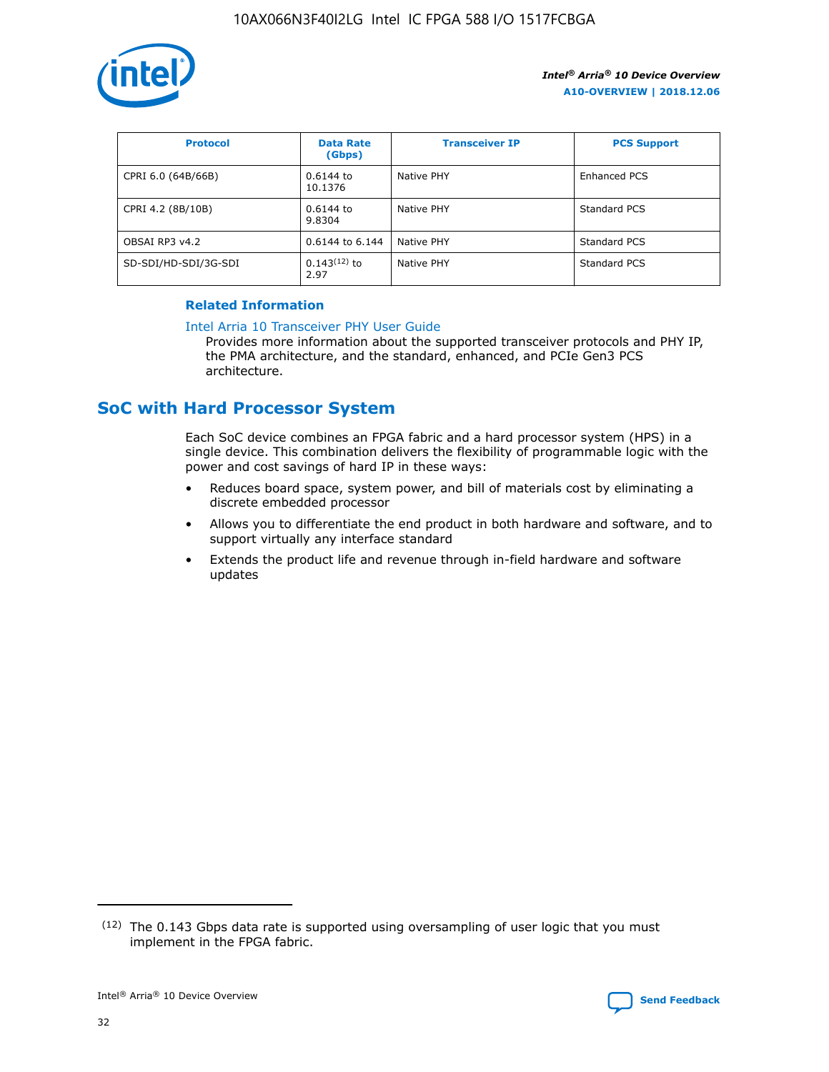| Protocol | Data Rate (Gbps) | Transceiver IP | PCS Support |
|---|---|---|---|
| CPRI 6.0 (64B/66B) | 0.6144 to 10.1376 | Native PHY | Enhanced PCS |
| CPRI 4.2 (8B/10B) | 0.6144 to 9.8304 | Native PHY | Standard PCS |
| OBSAI RP3 v4.2 | 0.6144 to 6.144 | Native PHY | Standard PCS |
| SD-SDI/HD-SDI/3G-SDI | 0.143[12] to 2.97 | Native PHY | Standard PCS |

**Related Information**

Intel Arria 10 Transceiver PHY User Guide

Provides more information about the supported transceiver protocols and PHY IP, the PMA architecture, and the standard, enhanced, and PCIe Gen3 PCS architecture.

## SoC with Hard Processor System

Each SoC device combines an FPGA fabric and a hard processor system (HPS) in a single device. This combination delivers the flexibility of programmable logic with the power and cost savings of hard IP in these ways:

- Reduces board space, system power, and bill of materials cost by eliminating a discrete embedded processor
- Allows you to differentiate the end product in both hardware and software, and to support virtually any interface standard
- Extends the product life and revenue through in-field hardware and software updates

(12) The 0.143 Gbps data rate is supported using oversampling of user logic that you must implement in the FPGA fabric.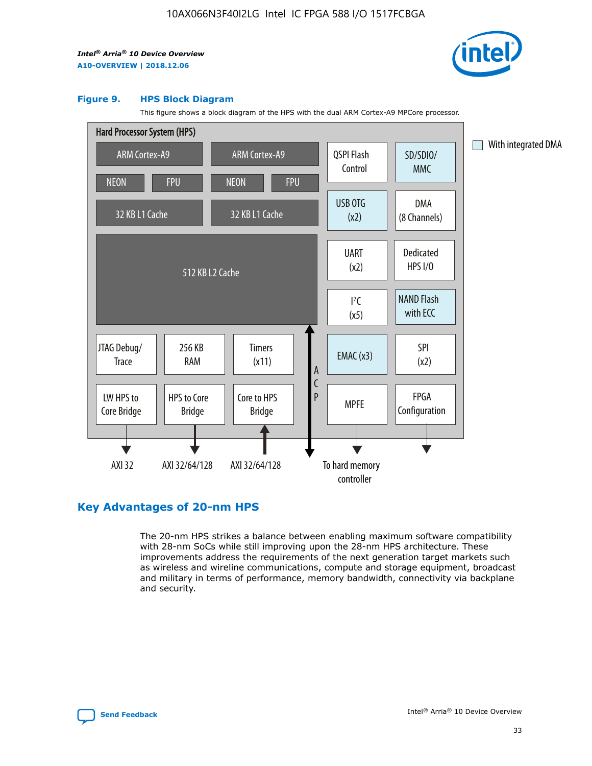### Figure 9. HPS Block Diagram

This figure shows a block diagram of the HPS with the dual ARM Cortex-A9 MPCore processor.

Hard Processor System (HPS)

ARM Cortex-A9 | ARM Cortex-A9 | QSPI Flash Control | SD/SDIO/MMC

NEON | FPU | NEON | FPU

32 KB L1 Cache | 32 KB L1 Cache | USB OTG (x2) | DMA (8 Channels)

512 KB L2 Cache | UART (x2) | Dedicated HPS I/O | I²C (x5) | NAND Flash with ECC

JTAG Debug/Trace | 256 KB RAM | Timers (x11) | ACP | EMAC (x3) | SPI (x2)

LW HPS to Core Bridge | HPS to Core Bridge | Core to HPS Bridge | MPFE | FPGA Configuration

AXI 32 | AXI 32/64/128 | AXI 32/64/128 | To hard memory controller

With integrated DMA

## Key Advantages of 20-nm HPS

The 20-nm HPS strikes a balance between enabling maximum software compatibility with 28-nm SoCs while still improving upon the 28-nm HPS architecture. These improvements address the requirements of the next generation target markets such as wireless and wireline communications, compute and storage equipment, broadcast and military in terms of performance, memory bandwidth, connectivity via backplane and security.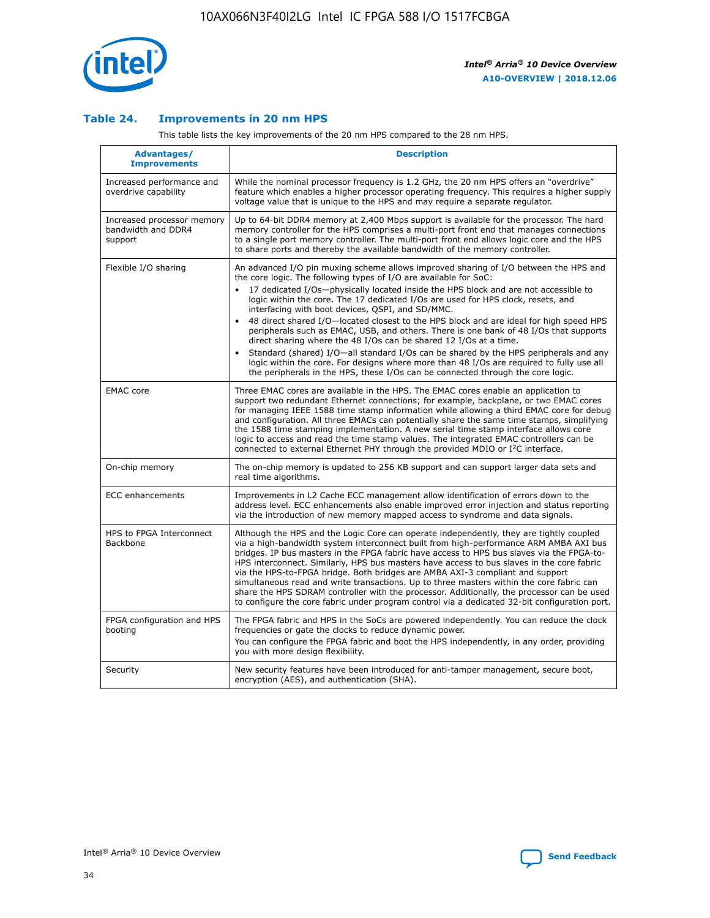### Table 24. Improvements in 20 nm HPS

This table lists the key improvements of the 20 nm HPS compared to the 28 nm HPS.

| Advantages/ Improvements | Description |
|---|---|
| Increased performance and overdrive capability | While the nominal processor frequency is 1.2 GHz, the 20 nm HPS offers an "overdrive" feature which enables a higher processor operating frequency. This requires a higher supply voltage value that is unique to the HPS and may require a separate regulator. |
| Increased processor memory bandwidth and DDR4 support | Up to 64-bit DDR4 memory at 2,400 Mbps support is available for the processor. The hard memory controller for the HPS comprises a multi-port front end that manages connections to a single port memory controller. The multi-port front end allows logic core and the HPS to share ports and thereby the available bandwidth of the memory controller. |
| Flexible I/O sharing | An advanced I/O pin muxing scheme allows improved sharing of I/O between the HPS and the core logic. The following types of I/O are available for SoC: • 17 dedicated I/Os—physically located inside the HPS block and are not accessible to logic within the core. The 17 dedicated I/Os are used for HPS clock, resets, and interfacing with boot devices, QSPI, and SD/MMC. • 48 direct shared I/O—located closest to the HPS block and are ideal for high speed HPS peripherals such as EMAC, USB, and others. There is one bank of 48 I/Os that supports direct sharing where the 48 I/Os can be shared 12 I/Os at a time. • Standard (shared) I/O—all standard I/Os can be shared by the HPS peripherals and any logic within the core. For designs where more than 48 I/Os are required to fully use all the peripherals in the HPS, these I/Os can be connected through the core logic. |
| EMAC core | Three EMAC cores are available in the HPS. The EMAC cores enable an application to support two redundant Ethernet connections; for example, backplane, or two EMAC cores for managing IEEE 1588 time stamp information while allowing a third EMAC core for debug and configuration. All three EMACs can potentially share the same time stamps, simplifying the 1588 time stamping implementation. A new serial time stamp interface allows core logic to access and read the time stamp values. The integrated EMAC controllers can be connected to external Ethernet PHY through the provided MDIO or I²C interface. |
| On-chip memory | The on-chip memory is updated to 256 KB support and can support larger data sets and real time algorithms. |
| ECC enhancements | Improvements in L2 Cache ECC management allow identification of errors down to the address level. ECC enhancements also enable improved error injection and status reporting via the introduction of new memory mapped access to syndrome and data signals. |
| HPS to FPGA Interconnect Backbone | Although the HPS and the Logic Core can operate independently, they are tightly coupled via a high-bandwidth system interconnect built from high-performance ARM AMBA AXI bus bridges. IP bus masters in the FPGA fabric have access to HPS bus slaves via the FPGA-to-HPS interconnect. Similarly, HPS bus masters have access to bus slaves in the core fabric via the HPS-to-FPGA bridge. Both bridges are AMBA AXI-3 compliant and support simultaneous read and write transactions. Up to three masters within the core fabric can share the HPS SDRAM controller with the processor. Additionally, the processor can be used to configure the core fabric under program control via a dedicated 32-bit configuration port. |
| FPGA configuration and HPS booting | The FPGA fabric and HPS in the SoCs are powered independently. You can reduce the clock frequencies or gate the clocks to reduce dynamic power. You can configure the FPGA fabric and boot the HPS independently, in any order, providing you with more design flexibility. |
| Security | New security features have been introduced for anti-tamper management, secure boot, encryption (AES), and authentication (SHA). |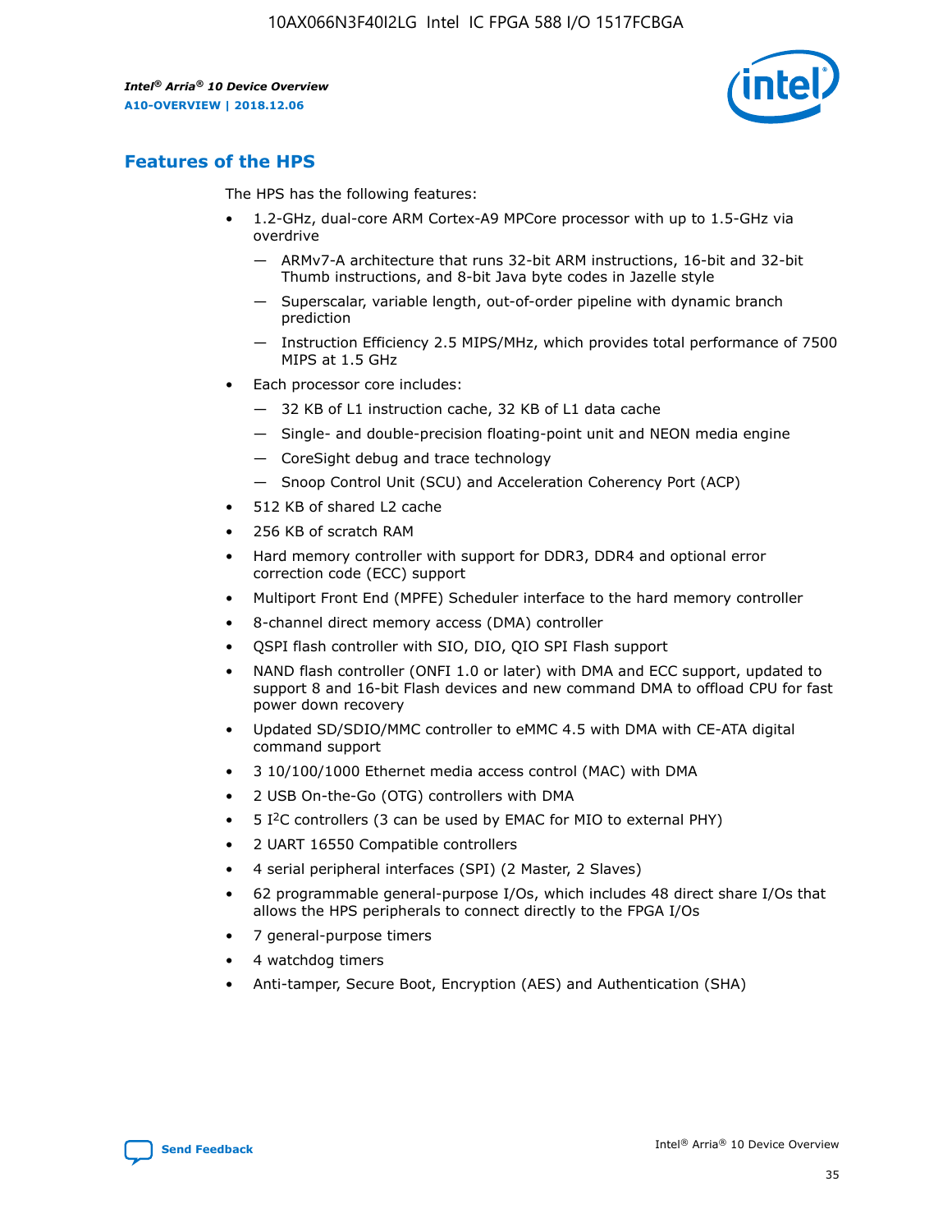## Features of the HPS

The HPS has the following features:

- 1.2-GHz, dual-core ARM Cortex-A9 MPCore processor with up to 1.5-GHz via overdrive
  - — ARMv7-A architecture that runs 32-bit ARM instructions, 16-bit and 32-bit Thumb instructions, and 8-bit Java byte codes in Jazelle style
  - — Superscalar, variable length, out-of-order pipeline with dynamic branch prediction
  - — Instruction Efficiency 2.5 MIPS/MHz, which provides total performance of 7500 MIPS at 1.5 GHz
- Each processor core includes:
  - — 32 KB of L1 instruction cache, 32 KB of L1 data cache
  - — Single- and double-precision floating-point unit and NEON media engine
  - — CoreSight debug and trace technology
  - — Snoop Control Unit (SCU) and Acceleration Coherency Port (ACP)
- 512 KB of shared L2 cache
- 256 KB of scratch RAM
- Hard memory controller with support for DDR3, DDR4 and optional error correction code (ECC) support
- Multiport Front End (MPFE) Scheduler interface to the hard memory controller
- 8-channel direct memory access (DMA) controller
- QSPI flash controller with SIO, DIO, QIO SPI Flash support
- NAND flash controller (ONFI 1.0 or later) with DMA and ECC support, updated to support 8 and 16-bit Flash devices and new command DMA to offload CPU for fast power down recovery
- Updated SD/SDIO/MMC controller to eMMC 4.5 with DMA with CE-ATA digital command support
- 3 10/100/1000 Ethernet media access control (MAC) with DMA
- 2 USB On-the-Go (OTG) controllers with DMA
- 5 I²C controllers (3 can be used by EMAC for MIO to external PHY)
- 2 UART 16550 Compatible controllers
- 4 serial peripheral interfaces (SPI) (2 Master, 2 Slaves)
- 62 programmable general-purpose I/Os, which includes 48 direct share I/Os that allows the HPS peripherals to connect directly to the FPGA I/Os
- 7 general-purpose timers
- 4 watchdog timers
- Anti-tamper, Secure Boot, Encryption (AES) and Authentication (SHA)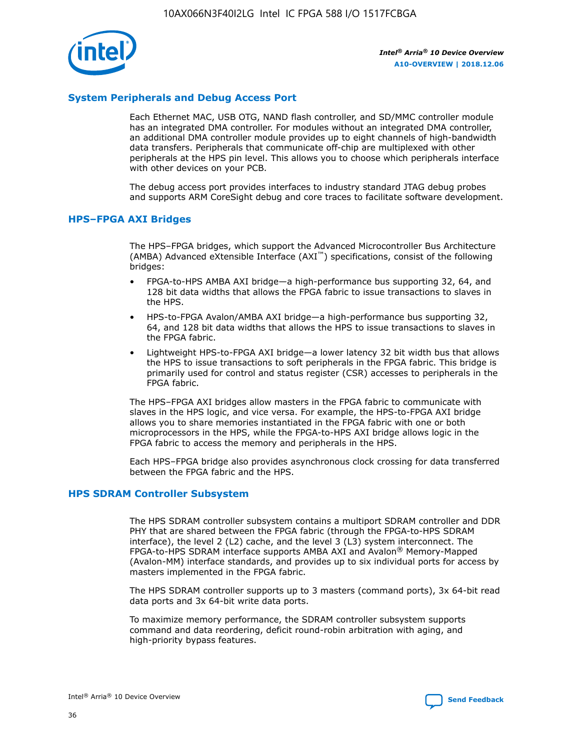## System Peripherals and Debug Access Port

Each Ethernet MAC, USB OTG, NAND flash controller, and SD/MMC controller module has an integrated DMA controller. For modules without an integrated DMA controller, an additional DMA controller module provides up to eight channels of high-bandwidth data transfers. Peripherals that communicate off-chip are multiplexed with other peripherals at the HPS pin level. This allows you to choose which peripherals interface with other devices on your PCB.

The debug access port provides interfaces to industry standard JTAG debug probes and supports ARM CoreSight debug and core traces to facilitate software development.

## HPS–FPGA AXI Bridges

The HPS–FPGA bridges, which support the Advanced Microcontroller Bus Architecture (AMBA) Advanced eXtensible Interface (AXI™) specifications, consist of the following bridges:

- FPGA-to-HPS AMBA AXI bridge—a high-performance bus supporting 32, 64, and 128 bit data widths that allows the FPGA fabric to issue transactions to slaves in the HPS.
- HPS-to-FPGA Avalon/AMBA AXI bridge—a high-performance bus supporting 32, 64, and 128 bit data widths that allows the HPS to issue transactions to slaves in the FPGA fabric.
- Lightweight HPS-to-FPGA AXI bridge—a lower latency 32 bit width bus that allows the HPS to issue transactions to soft peripherals in the FPGA fabric. This bridge is primarily used for control and status register (CSR) accesses to peripherals in the FPGA fabric.

The HPS–FPGA AXI bridges allow masters in the FPGA fabric to communicate with slaves in the HPS logic, and vice versa. For example, the HPS-to-FPGA AXI bridge allows you to share memories instantiated in the FPGA fabric with one or both microprocessors in the HPS, while the FPGA-to-HPS AXI bridge allows logic in the FPGA fabric to access the memory and peripherals in the HPS.

Each HPS–FPGA bridge also provides asynchronous clock crossing for data transferred between the FPGA fabric and the HPS.

## HPS SDRAM Controller Subsystem

The HPS SDRAM controller subsystem contains a multiport SDRAM controller and DDR PHY that are shared between the FPGA fabric (through the FPGA-to-HPS SDRAM interface), the level 2 (L2) cache, and the level 3 (L3) system interconnect. The FPGA-to-HPS SDRAM interface supports AMBA AXI and Avalon® Memory-Mapped (Avalon-MM) interface standards, and provides up to six individual ports for access by masters implemented in the FPGA fabric.

The HPS SDRAM controller supports up to 3 masters (command ports), 3x 64-bit read data ports and 3x 64-bit write data ports.

To maximize memory performance, the SDRAM controller subsystem supports command and data reordering, deficit round-robin arbitration with aging, and high-priority bypass features.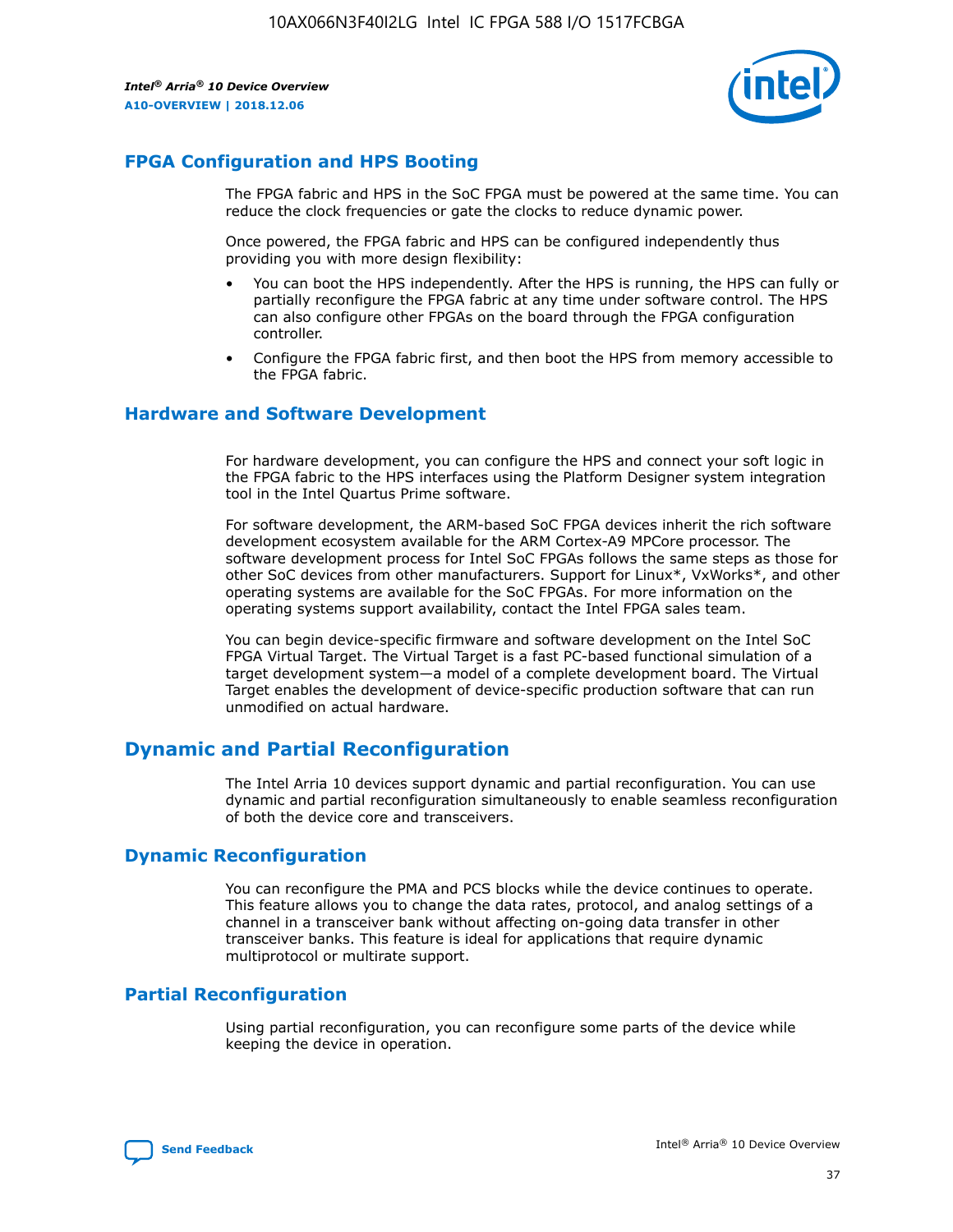## FPGA Configuration and HPS Booting

The FPGA fabric and HPS in the SoC FPGA must be powered at the same time. You can reduce the clock frequencies or gate the clocks to reduce dynamic power.

Once powered, the FPGA fabric and HPS can be configured independently thus providing you with more design flexibility:

- You can boot the HPS independently. After the HPS is running, the HPS can fully or partially reconfigure the FPGA fabric at any time under software control. The HPS can also configure other FPGAs on the board through the FPGA configuration controller.
- Configure the FPGA fabric first, and then boot the HPS from memory accessible to the FPGA fabric.

## Hardware and Software Development

For hardware development, you can configure the HPS and connect your soft logic in the FPGA fabric to the HPS interfaces using the Platform Designer system integration tool in the Intel Quartus Prime software.

For software development, the ARM-based SoC FPGA devices inherit the rich software development ecosystem available for the ARM Cortex-A9 MPCore processor. The software development process for Intel SoC FPGAs follows the same steps as those for other SoC devices from other manufacturers. Support for Linux*, VxWorks*, and other operating systems are available for the SoC FPGAs. For more information on the operating systems support availability, contact the Intel FPGA sales team.

You can begin device-specific firmware and software development on the Intel SoC FPGA Virtual Target. The Virtual Target is a fast PC-based functional simulation of a target development system—a model of a complete development board. The Virtual Target enables the development of device-specific production software that can run unmodified on actual hardware.

# Dynamic and Partial Reconfiguration

The Intel Arria 10 devices support dynamic and partial reconfiguration. You can use dynamic and partial reconfiguration simultaneously to enable seamless reconfiguration of both the device core and transceivers.

## Dynamic Reconfiguration

You can reconfigure the PMA and PCS blocks while the device continues to operate. This feature allows you to change the data rates, protocol, and analog settings of a channel in a transceiver bank without affecting on-going data transfer in other transceiver banks. This feature is ideal for applications that require dynamic multiprotocol or multirate support.

## Partial Reconfiguration

Using partial reconfiguration, you can reconfigure some parts of the device while keeping the device in operation.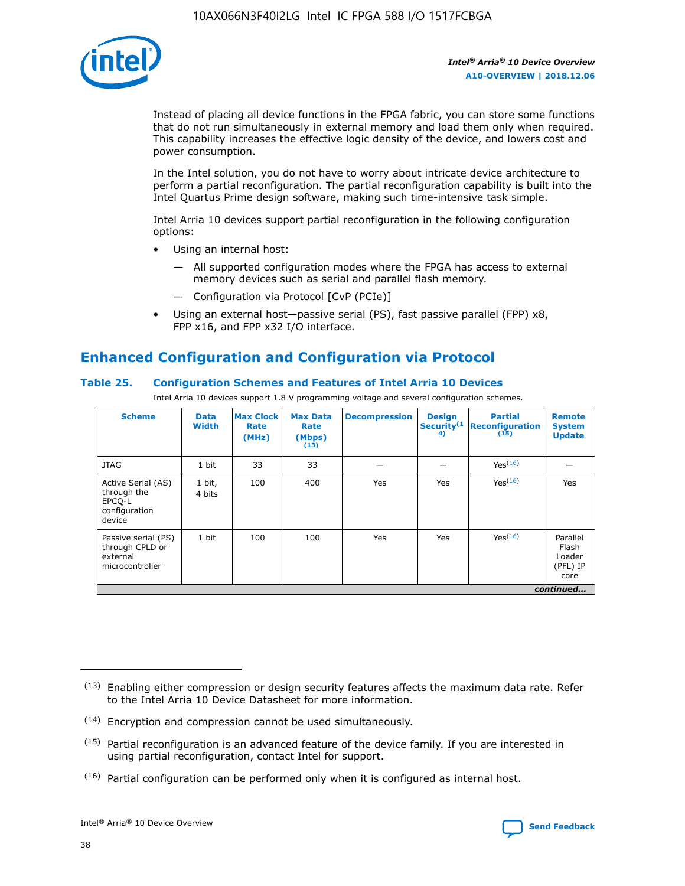Instead of placing all device functions in the FPGA fabric, you can store some functions that do not run simultaneously in external memory and load them only when required. This capability increases the effective logic density of the device, and lowers cost and power consumption.

In the Intel solution, you do not have to worry about intricate device architecture to perform a partial reconfiguration. The partial reconfiguration capability is built into the Intel Quartus Prime design software, making such time-intensive task simple.

Intel Arria 10 devices support partial reconfiguration in the following configuration options:

- Using an internal host:
  - — All supported configuration modes where the FPGA has access to external memory devices such as serial and parallel flash memory.
  - — Configuration via Protocol [CvP (PCIe)]
- Using an external host—passive serial (PS), fast passive parallel (FPP) x8, FPP x16, and FPP x32 I/O interface.

## Enhanced Configuration and Configuration via Protocol

### Table 25. Configuration Schemes and Features of Intel Arria 10 Devices

Intel Arria 10 devices support 1.8 V programming voltage and several configuration schemes.

| Scheme | Data Width | Max Clock Rate (MHz) | Max Data Rate (Mbps) (13) | Decompression | Design Security(14) | Partial Reconfiguration (15) | Remote System Update |
|---|---|---|---|---|---|---|---|
| JTAG | 1 bit | 33 | 33 | — | — | Yes(16) | — |
| Active Serial (AS) through the EPCQ-L configuration device | 1 bit, 4 bits | 100 | 400 | Yes | Yes | Yes(16) | Yes |
| Passive serial (PS) through CPLD or external microcontroller | 1 bit | 100 | 100 | Yes | Yes | Yes(16) | Parallel Flash Loader (PFL) IP core |
| *continued...* | | | | | | | |

(13) Enabling either compression or design security features affects the maximum data rate. Refer to the Intel Arria 10 Device Datasheet for more information.

(14) Encryption and compression cannot be used simultaneously.

(15) Partial reconfiguration is an advanced feature of the device family. If you are interested in using partial reconfiguration, contact Intel for support.

(16) Partial configuration can be performed only when it is configured as internal host.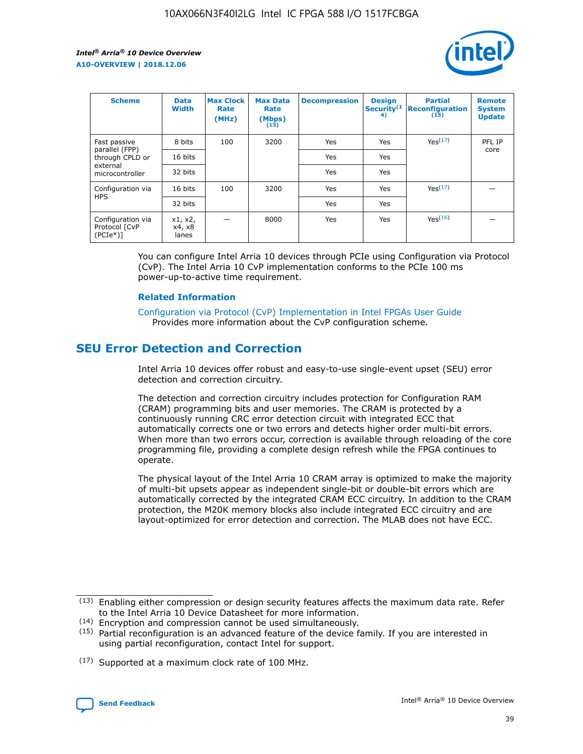| Scheme | Data Width | Max Clock Rate (MHz) | Max Data Rate (Mbps) (13) | Decompression | Design Security(14) | Partial Reconfiguration (15) | Remote System Update |
|---|---|---|---|---|---|---|---|
| Fast passive parallel (FPP) through CPLD or external microcontroller | 8 bits | 100 | 3200 | Yes | Yes | Yes(17) | PFL IP core |
| | 16 bits | | | Yes | Yes | | |
| | 32 bits | | | Yes | Yes | | |
| Configuration via HPS | 16 bits | 100 | 3200 | Yes | Yes | Yes(17) | — |
| | 32 bits | | | Yes | Yes | | |
| Configuration via Protocol [CvP (PCIe*)] | x1, x2, x4, x8 lanes | — | 8000 | Yes | Yes | Yes(16) | — |

You can configure Intel Arria 10 devices through PCIe using Configuration via Protocol (CvP). The Intel Arria 10 CvP implementation conforms to the PCIe 100 ms power-up-to-active time requirement.

### Related Information

Configuration via Protocol (CvP) Implementation in Intel FPGAs User Guide
Provides more information about the CvP configuration scheme.

## SEU Error Detection and Correction

Intel Arria 10 devices offer robust and easy-to-use single-event upset (SEU) error detection and correction circuitry.

The detection and correction circuitry includes protection for Configuration RAM (CRAM) programming bits and user memories. The CRAM is protected by a continuously running CRC error detection circuit with integrated ECC that automatically corrects one or two errors and detects higher order multi-bit errors. When more than two errors occur, correction is available through reloading of the core programming file, providing a complete design refresh while the FPGA continues to operate.

The physical layout of the Intel Arria 10 CRAM array is optimized to make the majority of multi-bit upsets appear as independent single-bit or double-bit errors which are automatically corrected by the integrated CRAM ECC circuitry. In addition to the CRAM protection, the M20K memory blocks also include integrated ECC circuitry and are layout-optimized for error detection and correction. The MLAB does not have ECC.

(13) Enabling either compression or design security features affects the maximum data rate. Refer to the Intel Arria 10 Device Datasheet for more information.

(14) Encryption and compression cannot be used simultaneously.

(15) Partial reconfiguration is an advanced feature of the device family. If you are interested in using partial reconfiguration, contact Intel for support.

(17) Supported at a maximum clock rate of 100 MHz.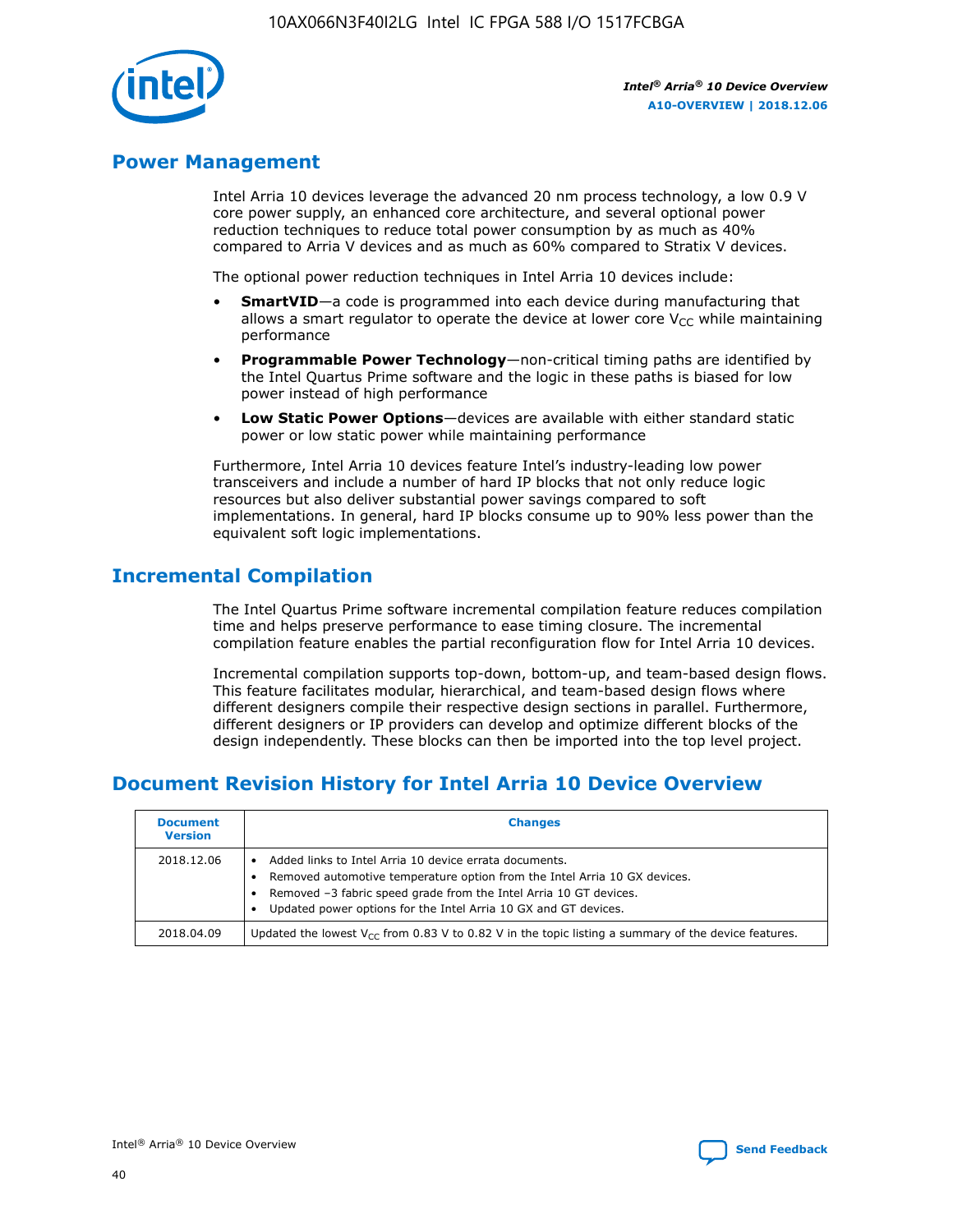## Power Management

Intel Arria 10 devices leverage the advanced 20 nm process technology, a low 0.9 V core power supply, an enhanced core architecture, and several optional power reduction techniques to reduce total power consumption by as much as 40% compared to Arria V devices and as much as 60% compared to Stratix V devices.

The optional power reduction techniques in Intel Arria 10 devices include:

- **SmartVID**—a code is programmed into each device during manufacturing that allows a smart regulator to operate the device at lower core $V_{CC}$ while maintaining performance
- **Programmable Power Technology**—non-critical timing paths are identified by the Intel Quartus Prime software and the logic in these paths is biased for low power instead of high performance
- **Low Static Power Options**—devices are available with either standard static power or low static power while maintaining performance

Furthermore, Intel Arria 10 devices feature Intel's industry-leading low power transceivers and include a number of hard IP blocks that not only reduce logic resources but also deliver substantial power savings compared to soft implementations. In general, hard IP blocks consume up to 90% less power than the equivalent soft logic implementations.

## Incremental Compilation

The Intel Quartus Prime software incremental compilation feature reduces compilation time and helps preserve performance to ease timing closure. The incremental compilation feature enables the partial reconfiguration flow for Intel Arria 10 devices.

Incremental compilation supports top-down, bottom-up, and team-based design flows. This feature facilitates modular, hierarchical, and team-based design flows where different designers compile their respective design sections in parallel. Furthermore, different designers or IP providers can develop and optimize different blocks of the design independently. These blocks can then be imported into the top level project.

## Document Revision History for Intel Arria 10 Device Overview

| Document Version | Changes |
|---|---|
| 2018.12.06 | • Added links to Intel Arria 10 device errata documents.<br>• Removed automotive temperature option from the Intel Arria 10 GX devices.<br>• Removed –3 fabric speed grade from the Intel Arria 10 GT devices.<br>• Updated power options for the Intel Arria 10 GX and GT devices. |
| 2018.04.09 | Updated the lowest $V_{CC}$ from 0.83 V to 0.82 V in the topic listing a summary of the device features. |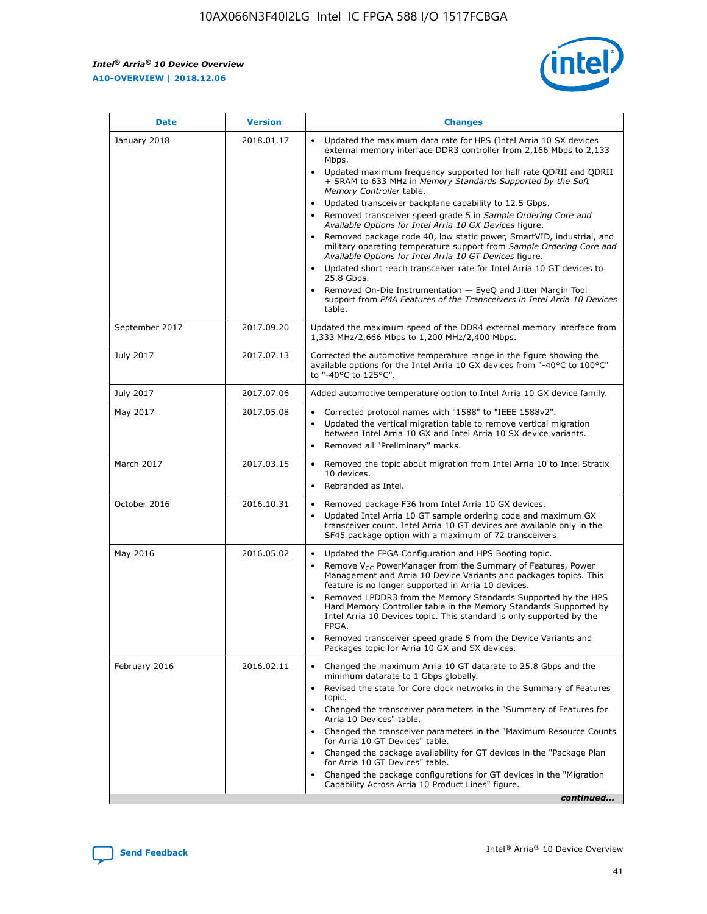| Date | Version | Changes |
| --- | --- | --- |
| January 2018 | 2018.01.17 | • Updated the maximum data rate for HPS (Intel Arria 10 SX devices external memory interface DDR3 controller from 2,166 Mbps to 2,133 Mbps.<br>• Updated maximum frequency supported for half rate QDRII and QDRII + SRAM to 633 MHz in *Memory Standards Supported by the Soft Memory Controller* table.<br>• Updated transceiver backplane capability to 12.5 Gbps.<br>• Removed transceiver speed grade 5 in *Sample Ordering Core and Available Options for Intel Arria 10 GX Devices* figure.<br>• Removed package code 40, low static power, SmartVID, industrial, and military operating temperature support from *Sample Ordering Core and Available Options for Intel Arria 10 GT Devices* figure.<br>• Updated short reach transceiver rate for Intel Arria 10 GT devices to 25.8 Gbps.<br>• Removed On-Die Instrumentation — EyeQ and Jitter Margin Tool support from *PMA Features of the Transceivers in Intel Arria 10 Devices* table. |
| September 2017 | 2017.09.20 | Updated the maximum speed of the DDR4 external memory interface from 1,333 MHz/2,666 Mbps to 1,200 MHz/2,400 Mbps. |
| July 2017 | 2017.07.13 | Corrected the automotive temperature range in the figure showing the available options for the Intel Arria 10 GX devices from "-40°C to 100°C" to "-40°C to 125°C". |
| July 2017 | 2017.07.06 | Added automotive temperature option to Intel Arria 10 GX device family. |
| May 2017 | 2017.05.08 | • Corrected protocol names with "1588" to "IEEE 1588v2".<br>• Updated the vertical migration table to remove vertical migration between Intel Arria 10 GX and Intel Arria 10 SX device variants.<br>• Removed all "Preliminary" marks. |
| March 2017 | 2017.03.15 | • Removed the topic about migration from Intel Arria 10 to Intel Stratix 10 devices.<br>• Rebranded as Intel. |
| October 2016 | 2016.10.31 | • Removed package F36 from Intel Arria 10 GX devices.<br>• Updated Intel Arria 10 GT sample ordering code and maximum GX transceiver count. Intel Arria 10 GT devices are available only in the SF45 package option with a maximum of 72 transceivers. |
| May 2016 | 2016.05.02 | • Updated the FPGA Configuration and HPS Booting topic.<br>• Remove $V_{CC}$ PowerManager from the Summary of Features, Power Management and Arria 10 Device Variants and packages topics. This feature is no longer supported in Arria 10 devices.<br>• Removed LPDDR3 from the Memory Standards Supported by the HPS Hard Memory Controller table in the Memory Standards Supported by Intel Arria 10 Devices topic. This standard is only supported by the FPGA.<br>• Removed transceiver speed grade 5 from the Device Variants and Packages topic for Arria 10 GX and SX devices. |
| February 2016 | 2016.02.11 | • Changed the maximum Arria 10 GT datarate to 25.8 Gbps and the minimum datarate to 1 Gbps globally.<br>• Revised the state for Core clock networks in the Summary of Features topic.<br>• Changed the transceiver parameters in the "Summary of Features for Arria 10 Devices" table.<br>• Changed the transceiver parameters in the "Maximum Resource Counts for Arria 10 GT Devices" table.<br>• Changed the package availability for GT devices in the "Package Plan for Arria 10 GT Devices" table.<br>• Changed the package configurations for GT devices in the "Migration Capability Across Arria 10 Product Lines" figure. |

*continued...*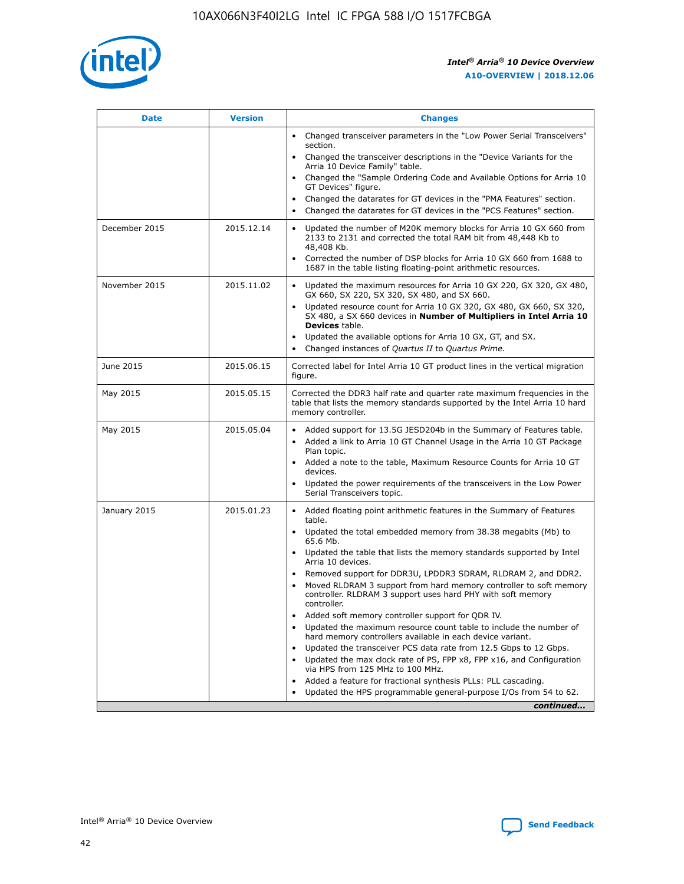| Date | Version | Changes |
| --- | --- | --- |
| | | • Changed transceiver parameters in the "Low Power Serial Transceivers" section.<br>• Changed the transceiver descriptions in the "Device Variants for the Arria 10 Device Family" table.<br>• Changed the "Sample Ordering Code and Available Options for Arria 10 GT Devices" figure.<br>• Changed the datarates for GT devices in the "PMA Features" section.<br>• Changed the datarates for GT devices in the "PCS Features" section. |
| December 2015 | 2015.12.14 | • Updated the number of M20K memory blocks for Arria 10 GX 660 from 2133 to 2131 and corrected the total RAM bit from 48,448 Kb to 48,408 Kb.<br>• Corrected the number of DSP blocks for Arria 10 GX 660 from 1688 to 1687 in the table listing floating-point arithmetic resources. |
| November 2015 | 2015.11.02 | • Updated the maximum resources for Arria 10 GX 220, GX 320, GX 480, GX 660, SX 220, SX 320, SX 480, and SX 660.<br>• Updated resource count for Arria 10 GX 320, GX 480, GX 660, SX 320, SX 480, a SX 660 devices in **Number of Multipliers in Intel Arria 10 Devices** table.<br>• Updated the available options for Arria 10 GX, GT, and SX.<br>• Changed instances of *Quartus II* to *Quartus Prime*. |
| June 2015 | 2015.06.15 | Corrected label for Intel Arria 10 GT product lines in the vertical migration figure. |
| May 2015 | 2015.05.15 | Corrected the DDR3 half rate and quarter rate maximum frequencies in the table that lists the memory standards supported by the Intel Arria 10 hard memory controller. |
| May 2015 | 2015.05.04 | • Added support for 13.5G JESD204b in the Summary of Features table.<br>• Added a link to Arria 10 GT Channel Usage in the Arria 10 GT Package Plan topic.<br>• Added a note to the table, Maximum Resource Counts for Arria 10 GT devices.<br>• Updated the power requirements of the transceivers in the Low Power Serial Transceivers topic. |
| January 2015 | 2015.01.23 | • Added floating point arithmetic features in the Summary of Features table.<br>• Updated the total embedded memory from 38.38 megabits (Mb) to 65.6 Mb.<br>• Updated the table that lists the memory standards supported by Intel Arria 10 devices.<br>• Removed support for DDR3U, LPDDR3 SDRAM, RLDRAM 2, and DDR2.<br>• Moved RLDRAM 3 support from hard memory controller to soft memory controller. RLDRAM 3 support uses hard PHY with soft memory controller.<br>• Added soft memory controller support for QDR IV.<br>• Updated the maximum resource count table to include the number of hard memory controllers available in each device variant.<br>• Updated the transceiver PCS data rate from 12.5 Gbps to 12 Gbps.<br>• Updated the max clock rate of PS, FPP x8, FPP x16, and Configuration via HPS from 125 MHz to 100 MHz.<br>• Added a feature for fractional synthesis PLLs: PLL cascading.<br>• Updated the HPS programmable general-purpose I/Os from 54 to 62. |

*continued...*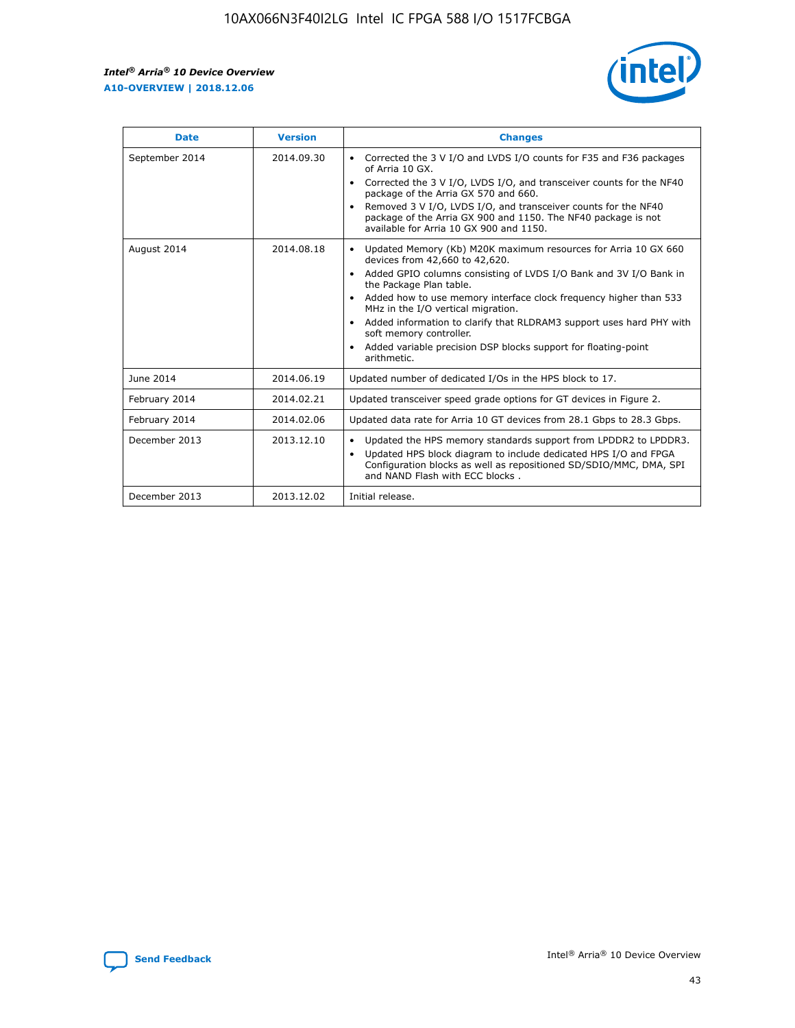| Date | Version | Changes |
| --- | --- | --- |
| September 2014 | 2014.09.30 | • Corrected the 3 V I/O and LVDS I/O counts for F35 and F36 packages of Arria 10 GX. • Corrected the 3 V I/O, LVDS I/O, and transceiver counts for the NF40 package of the Arria GX 570 and 660. • Removed 3 V I/O, LVDS I/O, and transceiver counts for the NF40 package of the Arria GX 900 and 1150. The NF40 package is not available for Arria 10 GX 900 and 1150. |
| August 2014 | 2014.08.18 | • Updated Memory (Kb) M20K maximum resources for Arria 10 GX 660 devices from 42,660 to 42,620. • Added GPIO columns consisting of LVDS I/O Bank and 3V I/O Bank in the Package Plan table. • Added how to use memory interface clock frequency higher than 533 MHz in the I/O vertical migration. • Added information to clarify that RLDRAM3 support uses hard PHY with soft memory controller. • Added variable precision DSP blocks support for floating-point arithmetic. |
| June 2014 | 2014.06.19 | Updated number of dedicated I/Os in the HPS block to 17. |
| February 2014 | 2014.02.21 | Updated transceiver speed grade options for GT devices in Figure 2. |
| February 2014 | 2014.02.06 | Updated data rate for Arria 10 GT devices from 28.1 Gbps to 28.3 Gbps. |
| December 2013 | 2013.12.10 | • Updated the HPS memory standards support from LPDDR2 to LPDDR3. • Updated HPS block diagram to include dedicated HPS I/O and FPGA Configuration blocks as well as repositioned SD/SDIO/MMC, DMA, SPI and NAND Flash with ECC blocks . |
| December 2013 | 2013.12.02 | Initial release. |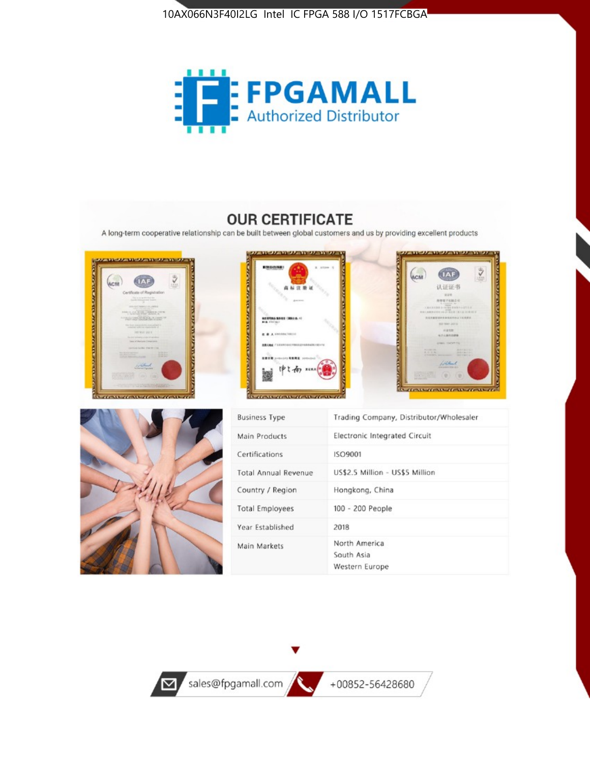FPGAMALL
Authorized Distributor

## OUR CERTIFICATE

A long-term cooperative relationship can be built between global customers and us by providing excellent products

| | |
|---|---|
| Business Type | Trading Company, Distributor/Wholesaler |
| Main Products | Electronic Integrated Circuit |
| Certifications | ISO9001 |
| Total Annual Revenue | US$2.5 Million - US$5 Million |
| Country / Region | Hongkong, China |
| Total Employees | 100 - 200 People |
| Year Established | 2018 |
| Main Markets | North America<br>South Asia<br>Western Europe |

sales@fpgamall.com +00852-56428680